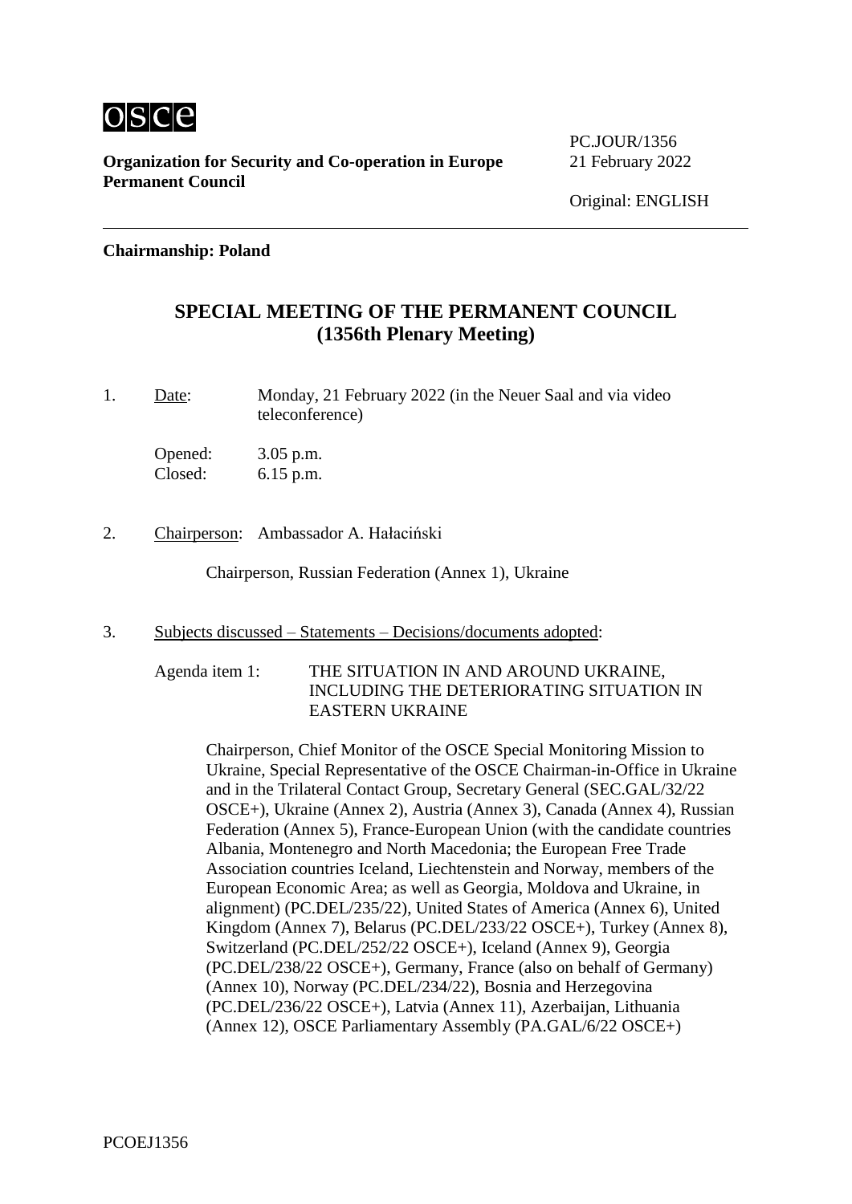osce

**Organization for Security and Co-operation in Europe**
**Permanent Council**

PC.JOUR/1356
21 February 2022

Original: ENGLISH

**Chairmanship: Poland**

## SPECIAL MEETING OF THE PERMANENT COUNCIL
## (1356th Plenary Meeting)

1. Date: Monday, 21 February 2022 (in the Neuer Saal and via video teleconference)

   Opened: 3.05 p.m.
   Closed: 6.15 p.m.

2. Chairperson: Ambassador A. Hałaciński

   Chairperson, Russian Federation (Annex 1), Ukraine

3. Subjects discussed – Statements – Decisions/documents adopted:

   Agenda item 1: THE SITUATION IN AND AROUND UKRAINE, INCLUDING THE DETERIORATING SITUATION IN EASTERN UKRAINE

   Chairperson, Chief Monitor of the OSCE Special Monitoring Mission to Ukraine, Special Representative of the OSCE Chairman-in-Office in Ukraine and in the Trilateral Contact Group, Secretary General (SEC.GAL/32/22 OSCE+), Ukraine (Annex 2), Austria (Annex 3), Canada (Annex 4), Russian Federation (Annex 5), France-European Union (with the candidate countries Albania, Montenegro and North Macedonia; the European Free Trade Association countries Iceland, Liechtenstein and Norway, members of the European Economic Area; as well as Georgia, Moldova and Ukraine, in alignment) (PC.DEL/235/22), United States of America (Annex 6), United Kingdom (Annex 7), Belarus (PC.DEL/233/22 OSCE+), Turkey (Annex 8), Switzerland (PC.DEL/252/22 OSCE+), Iceland (Annex 9), Georgia (PC.DEL/238/22 OSCE+), Germany, France (also on behalf of Germany) (Annex 10), Norway (PC.DEL/234/22), Bosnia and Herzegovina (PC.DEL/236/22 OSCE+), Latvia (Annex 11), Azerbaijan, Lithuania (Annex 12), OSCE Parliamentary Assembly (PA.GAL/6/22 OSCE+)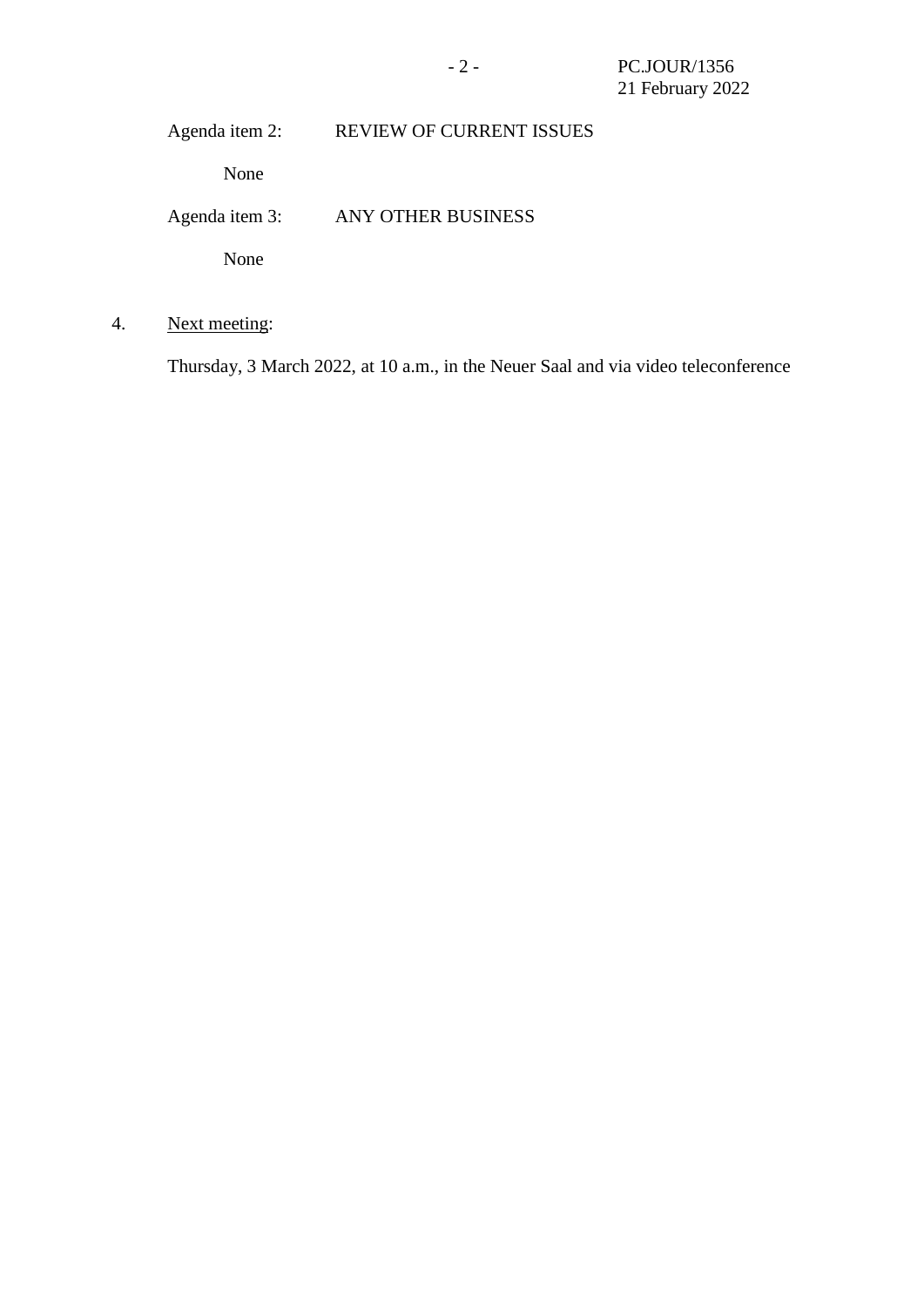Agenda item 2: REVIEW OF CURRENT ISSUES

None

Agenda item 3: ANY OTHER BUSINESS

None

4. Next meeting:

Thursday, 3 March 2022, at 10 a.m., in the Neuer Saal and via video teleconference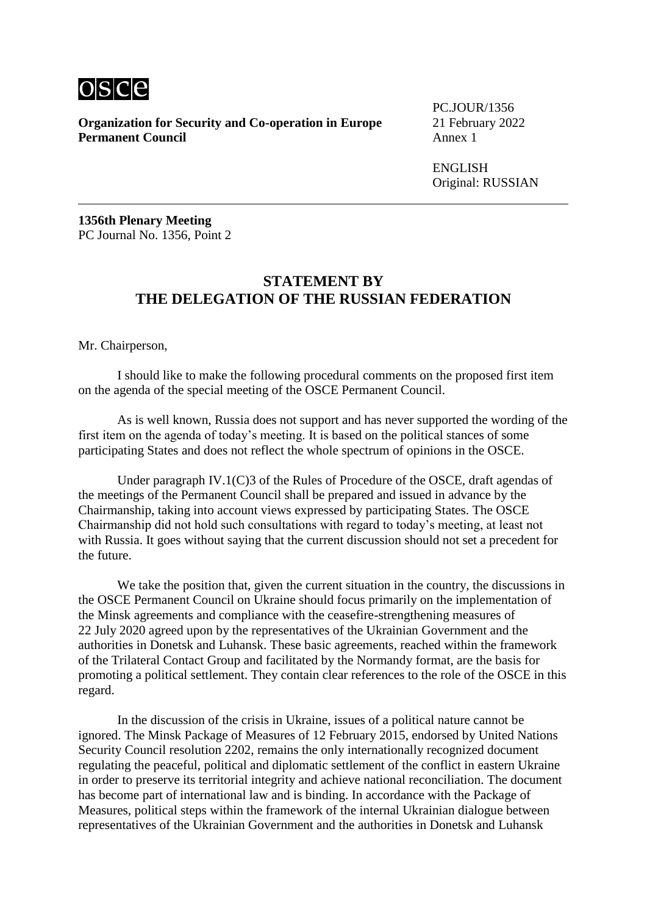**Organization for Security and Co-operation in Europe**
**Permanent Council**

PC.JOUR/1356
21 February 2022
Annex 1

ENGLISH
Original: RUSSIAN

**1356th Plenary Meeting**
PC Journal No. 1356, Point 2

## STATEMENT BY THE DELEGATION OF THE RUSSIAN FEDERATION

Mr. Chairperson,

I should like to make the following procedural comments on the proposed first item on the agenda of the special meeting of the OSCE Permanent Council.

As is well known, Russia does not support and has never supported the wording of the first item on the agenda of today's meeting. It is based on the political stances of some participating States and does not reflect the whole spectrum of opinions in the OSCE.

Under paragraph IV.1(C)3 of the Rules of Procedure of the OSCE, draft agendas of the meetings of the Permanent Council shall be prepared and issued in advance by the Chairmanship, taking into account views expressed by participating States. The OSCE Chairmanship did not hold such consultations with regard to today's meeting, at least not with Russia. It goes without saying that the current discussion should not set a precedent for the future.

We take the position that, given the current situation in the country, the discussions in the OSCE Permanent Council on Ukraine should focus primarily on the implementation of the Minsk agreements and compliance with the ceasefire-strengthening measures of 22 July 2020 agreed upon by the representatives of the Ukrainian Government and the authorities in Donetsk and Luhansk. These basic agreements, reached within the framework of the Trilateral Contact Group and facilitated by the Normandy format, are the basis for promoting a political settlement. They contain clear references to the role of the OSCE in this regard.

In the discussion of the crisis in Ukraine, issues of a political nature cannot be ignored. The Minsk Package of Measures of 12 February 2015, endorsed by United Nations Security Council resolution 2202, remains the only internationally recognized document regulating the peaceful, political and diplomatic settlement of the conflict in eastern Ukraine in order to preserve its territorial integrity and achieve national reconciliation. The document has become part of international law and is binding. In accordance with the Package of Measures, political steps within the framework of the internal Ukrainian dialogue between representatives of the Ukrainian Government and the authorities in Donetsk and Luhansk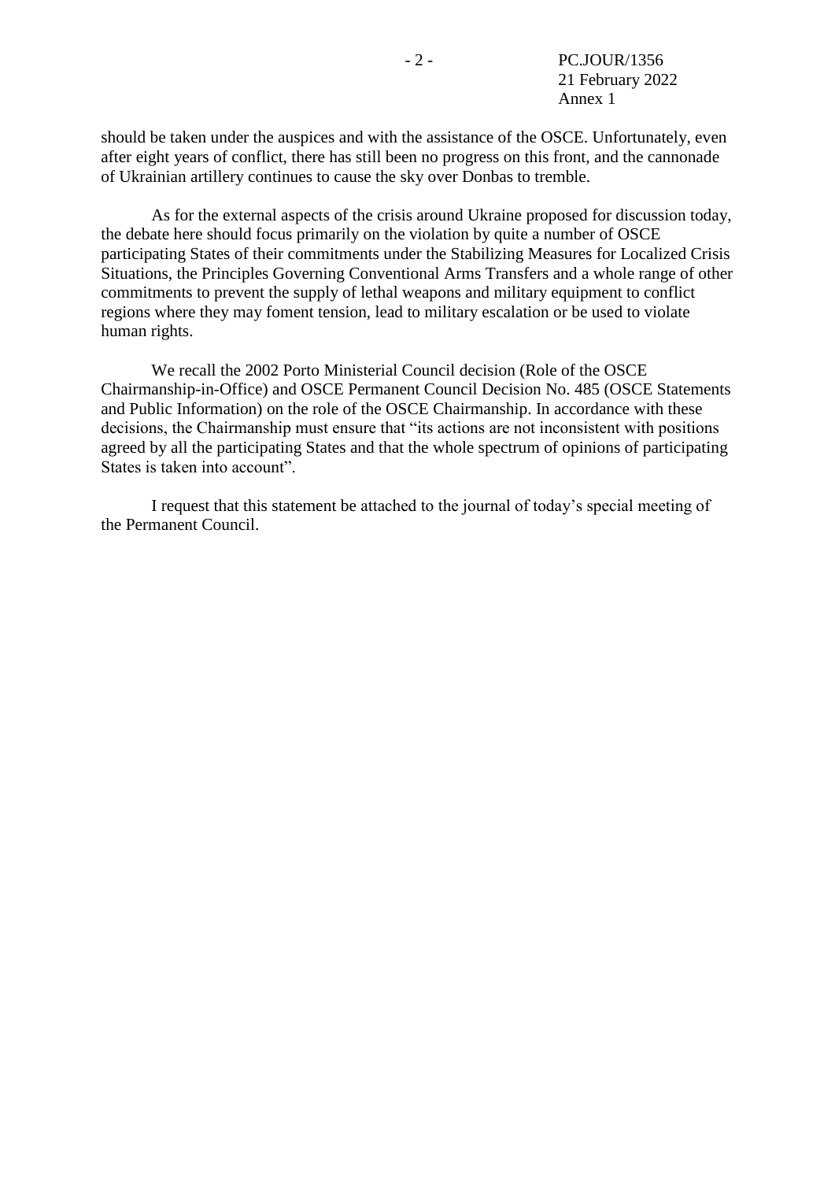should be taken under the auspices and with the assistance of the OSCE. Unfortunately, even after eight years of conflict, there has still been no progress on this front, and the cannonade of Ukrainian artillery continues to cause the sky over Donbas to tremble.

As for the external aspects of the crisis around Ukraine proposed for discussion today, the debate here should focus primarily on the violation by quite a number of OSCE participating States of their commitments under the Stabilizing Measures for Localized Crisis Situations, the Principles Governing Conventional Arms Transfers and a whole range of other commitments to prevent the supply of lethal weapons and military equipment to conflict regions where they may foment tension, lead to military escalation or be used to violate human rights.

We recall the 2002 Porto Ministerial Council decision (Role of the OSCE Chairmanship-in-Office) and OSCE Permanent Council Decision No. 485 (OSCE Statements and Public Information) on the role of the OSCE Chairmanship. In accordance with these decisions, the Chairmanship must ensure that "its actions are not inconsistent with positions agreed by all the participating States and that the whole spectrum of opinions of participating States is taken into account".

I request that this statement be attached to the journal of today's special meeting of the Permanent Council.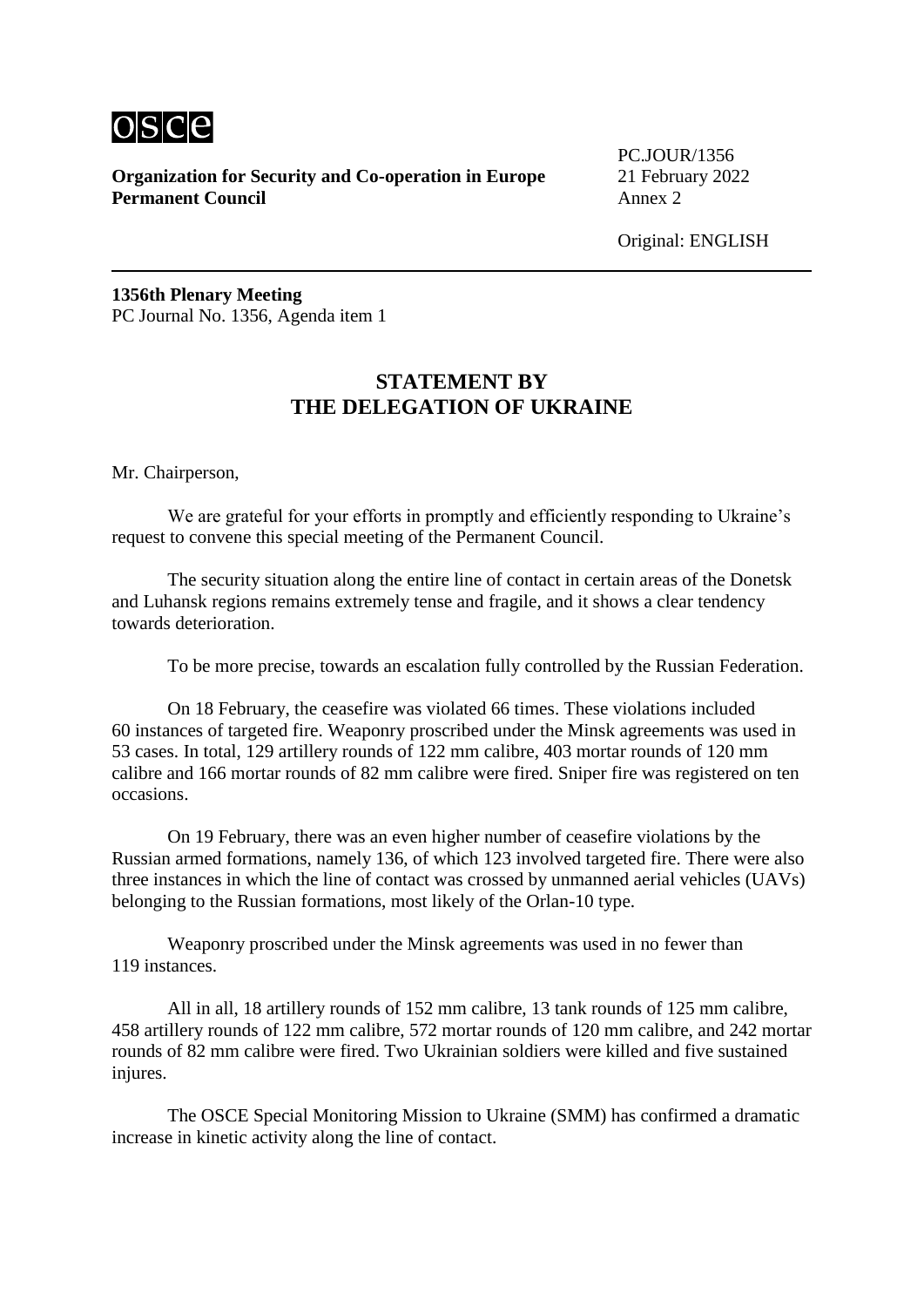**Organization for Security and Co-operation in Europe**
**Permanent Council**

PC.JOUR/1356
21 February 2022
Annex 2

Original: ENGLISH

**1356th Plenary Meeting**
PC Journal No. 1356, Agenda item 1

## STATEMENT BY THE DELEGATION OF UKRAINE

Mr. Chairperson,

We are grateful for your efforts in promptly and efficiently responding to Ukraine's request to convene this special meeting of the Permanent Council.

The security situation along the entire line of contact in certain areas of the Donetsk and Luhansk regions remains extremely tense and fragile, and it shows a clear tendency towards deterioration.

To be more precise, towards an escalation fully controlled by the Russian Federation.

On 18 February, the ceasefire was violated 66 times. These violations included 60 instances of targeted fire. Weaponry proscribed under the Minsk agreements was used in 53 cases. In total, 129 artillery rounds of 122 mm calibre, 403 mortar rounds of 120 mm calibre and 166 mortar rounds of 82 mm calibre were fired. Sniper fire was registered on ten occasions.

On 19 February, there was an even higher number of ceasefire violations by the Russian armed formations, namely 136, of which 123 involved targeted fire. There were also three instances in which the line of contact was crossed by unmanned aerial vehicles (UAVs) belonging to the Russian formations, most likely of the Orlan-10 type.

Weaponry proscribed under the Minsk agreements was used in no fewer than 119 instances.

All in all, 18 artillery rounds of 152 mm calibre, 13 tank rounds of 125 mm calibre, 458 artillery rounds of 122 mm calibre, 572 mortar rounds of 120 mm calibre, and 242 mortar rounds of 82 mm calibre were fired. Two Ukrainian soldiers were killed and five sustained injures.

The OSCE Special Monitoring Mission to Ukraine (SMM) has confirmed a dramatic increase in kinetic activity along the line of contact.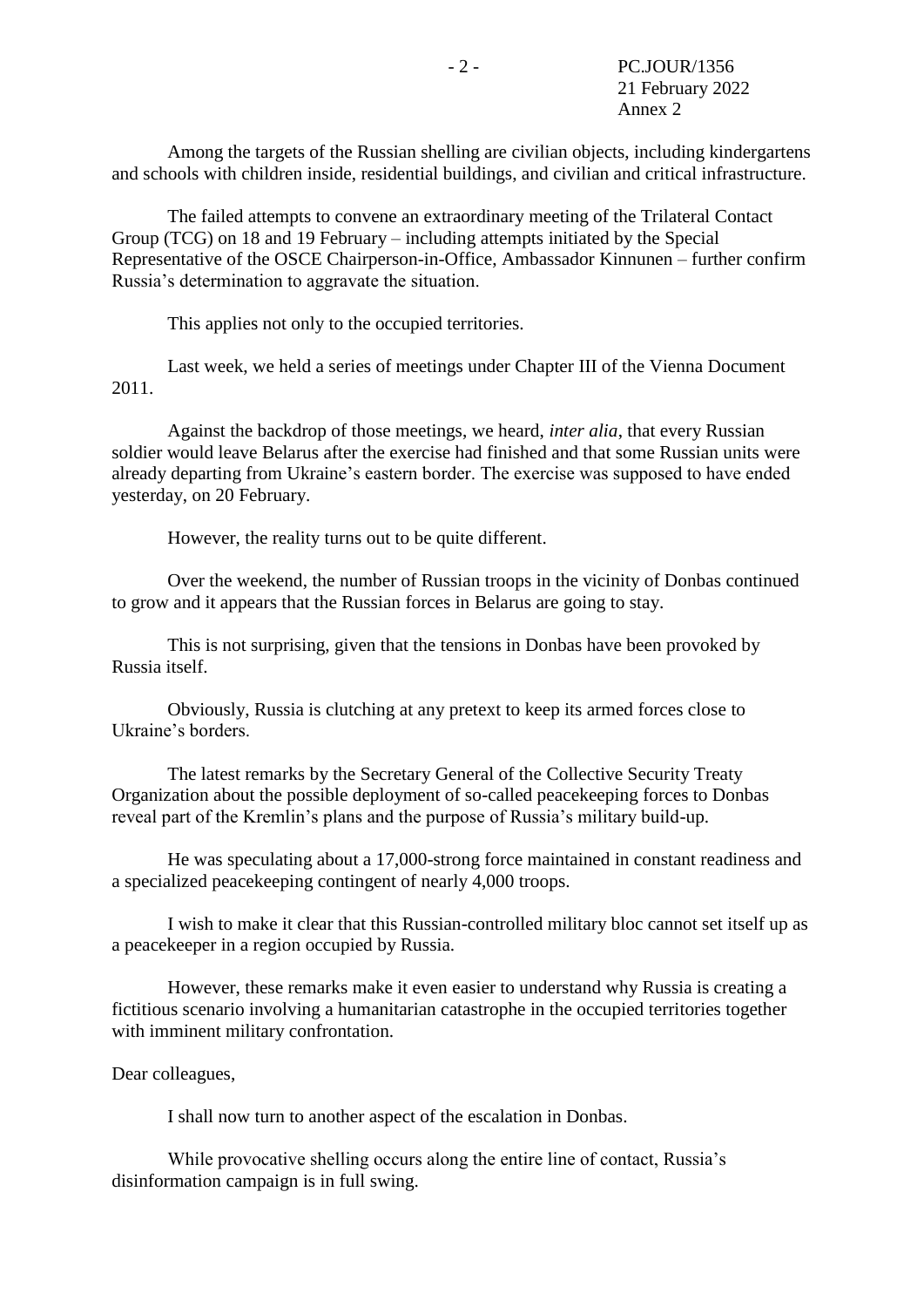Among the targets of the Russian shelling are civilian objects, including kindergartens and schools with children inside, residential buildings, and civilian and critical infrastructure.

The failed attempts to convene an extraordinary meeting of the Trilateral Contact Group (TCG) on 18 and 19 February – including attempts initiated by the Special Representative of the OSCE Chairperson-in-Office, Ambassador Kinnunen – further confirm Russia's determination to aggravate the situation.

This applies not only to the occupied territories.

Last week, we held a series of meetings under Chapter III of the Vienna Document 2011.

Against the backdrop of those meetings, we heard, *inter alia*, that every Russian soldier would leave Belarus after the exercise had finished and that some Russian units were already departing from Ukraine's eastern border. The exercise was supposed to have ended yesterday, on 20 February.

However, the reality turns out to be quite different.

Over the weekend, the number of Russian troops in the vicinity of Donbas continued to grow and it appears that the Russian forces in Belarus are going to stay.

This is not surprising, given that the tensions in Donbas have been provoked by Russia itself.

Obviously, Russia is clutching at any pretext to keep its armed forces close to Ukraine's borders.

The latest remarks by the Secretary General of the Collective Security Treaty Organization about the possible deployment of so-called peacekeeping forces to Donbas reveal part of the Kremlin's plans and the purpose of Russia's military build-up.

He was speculating about a 17,000-strong force maintained in constant readiness and a specialized peacekeeping contingent of nearly 4,000 troops.

I wish to make it clear that this Russian-controlled military bloc cannot set itself up as a peacekeeper in a region occupied by Russia.

However, these remarks make it even easier to understand why Russia is creating a fictitious scenario involving a humanitarian catastrophe in the occupied territories together with imminent military confrontation.

Dear colleagues,

I shall now turn to another aspect of the escalation in Donbas.

While provocative shelling occurs along the entire line of contact, Russia's disinformation campaign is in full swing.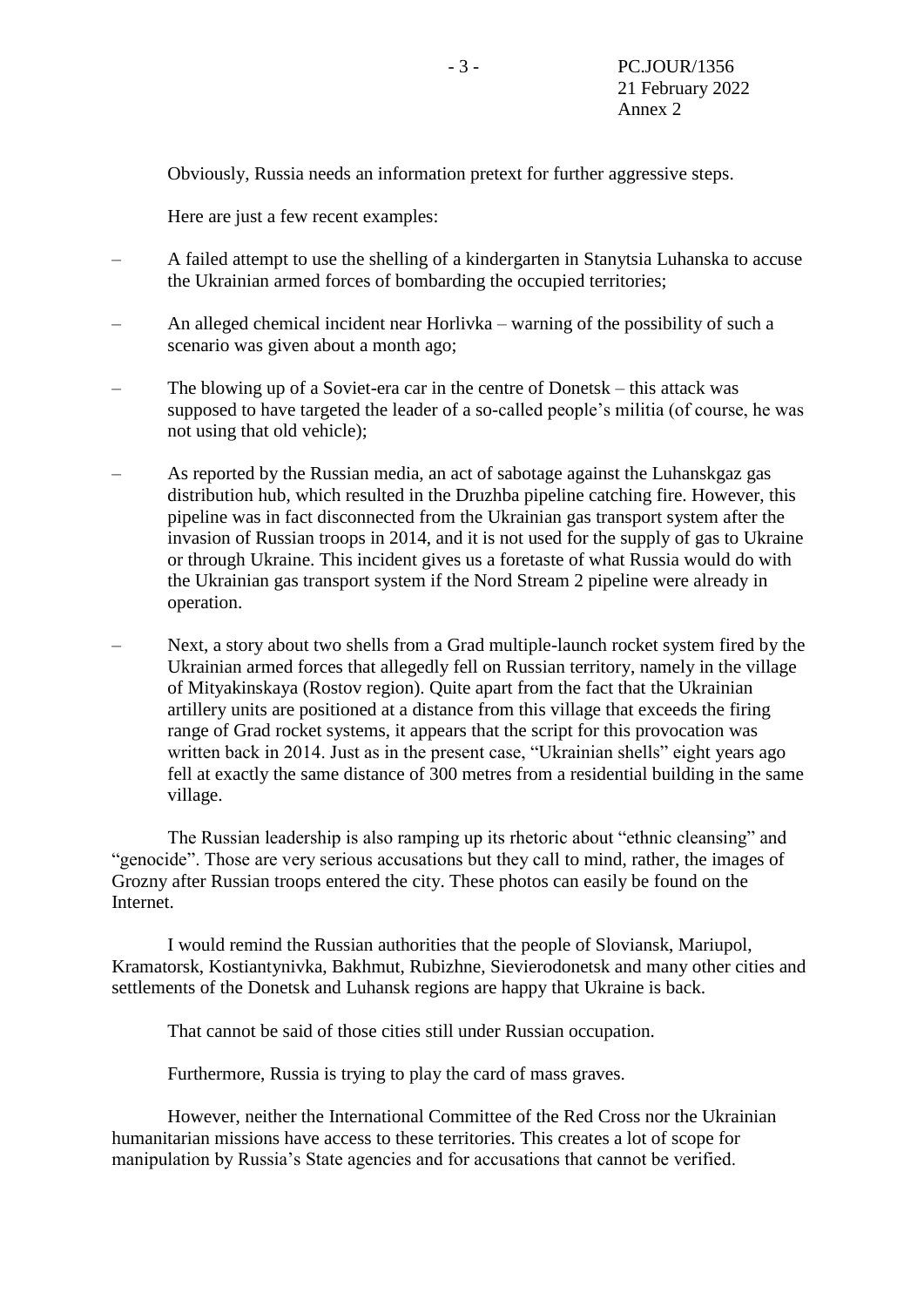Obviously, Russia needs an information pretext for further aggressive steps.

Here are just a few recent examples:

- A failed attempt to use the shelling of a kindergarten in Stanytsia Luhanska to accuse the Ukrainian armed forces of bombarding the occupied territories;
- An alleged chemical incident near Horlivka – warning of the possibility of such a scenario was given about a month ago;
- The blowing up of a Soviet-era car in the centre of Donetsk – this attack was supposed to have targeted the leader of a so-called people's militia (of course, he was not using that old vehicle);
- As reported by the Russian media, an act of sabotage against the Luhanskgaz gas distribution hub, which resulted in the Druzhba pipeline catching fire. However, this pipeline was in fact disconnected from the Ukrainian gas transport system after the invasion of Russian troops in 2014, and it is not used for the supply of gas to Ukraine or through Ukraine. This incident gives us a foretaste of what Russia would do with the Ukrainian gas transport system if the Nord Stream 2 pipeline were already in operation.
- Next, a story about two shells from a Grad multiple-launch rocket system fired by the Ukrainian armed forces that allegedly fell on Russian territory, namely in the village of Mityakinskaya (Rostov region). Quite apart from the fact that the Ukrainian artillery units are positioned at a distance from this village that exceeds the firing range of Grad rocket systems, it appears that the script for this provocation was written back in 2014. Just as in the present case, "Ukrainian shells" eight years ago fell at exactly the same distance of 300 metres from a residential building in the same village.

The Russian leadership is also ramping up its rhetoric about "ethnic cleansing" and "genocide". Those are very serious accusations but they call to mind, rather, the images of Grozny after Russian troops entered the city. These photos can easily be found on the Internet.

I would remind the Russian authorities that the people of Sloviansk, Mariupol, Kramatorsk, Kostiantynivka, Bakhmut, Rubizhne, Sievierodonetsk and many other cities and settlements of the Donetsk and Luhansk regions are happy that Ukraine is back.

That cannot be said of those cities still under Russian occupation.

Furthermore, Russia is trying to play the card of mass graves.

However, neither the International Committee of the Red Cross nor the Ukrainian humanitarian missions have access to these territories. This creates a lot of scope for manipulation by Russia's State agencies and for accusations that cannot be verified.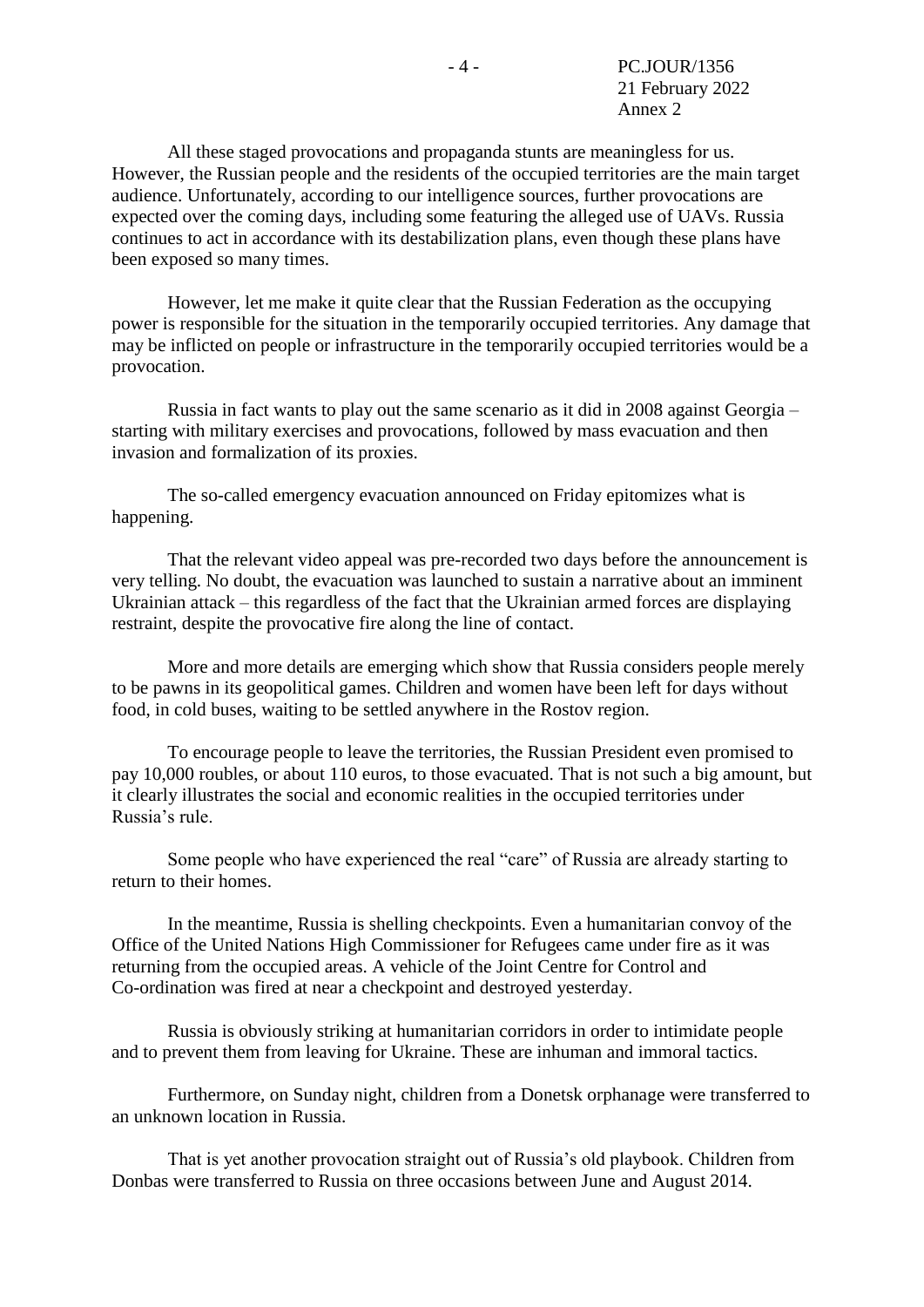All these staged provocations and propaganda stunts are meaningless for us. However, the Russian people and the residents of the occupied territories are the main target audience. Unfortunately, according to our intelligence sources, further provocations are expected over the coming days, including some featuring the alleged use of UAVs. Russia continues to act in accordance with its destabilization plans, even though these plans have been exposed so many times.

However, let me make it quite clear that the Russian Federation as the occupying power is responsible for the situation in the temporarily occupied territories. Any damage that may be inflicted on people or infrastructure in the temporarily occupied territories would be a provocation.

Russia in fact wants to play out the same scenario as it did in 2008 against Georgia – starting with military exercises and provocations, followed by mass evacuation and then invasion and formalization of its proxies.

The so-called emergency evacuation announced on Friday epitomizes what is happening.

That the relevant video appeal was pre-recorded two days before the announcement is very telling. No doubt, the evacuation was launched to sustain a narrative about an imminent Ukrainian attack – this regardless of the fact that the Ukrainian armed forces are displaying restraint, despite the provocative fire along the line of contact.

More and more details are emerging which show that Russia considers people merely to be pawns in its geopolitical games. Children and women have been left for days without food, in cold buses, waiting to be settled anywhere in the Rostov region.

To encourage people to leave the territories, the Russian President even promised to pay 10,000 roubles, or about 110 euros, to those evacuated. That is not such a big amount, but it clearly illustrates the social and economic realities in the occupied territories under Russia's rule.

Some people who have experienced the real "care" of Russia are already starting to return to their homes.

In the meantime, Russia is shelling checkpoints. Even a humanitarian convoy of the Office of the United Nations High Commissioner for Refugees came under fire as it was returning from the occupied areas. A vehicle of the Joint Centre for Control and Co-ordination was fired at near a checkpoint and destroyed yesterday.

Russia is obviously striking at humanitarian corridors in order to intimidate people and to prevent them from leaving for Ukraine. These are inhuman and immoral tactics.

Furthermore, on Sunday night, children from a Donetsk orphanage were transferred to an unknown location in Russia.

That is yet another provocation straight out of Russia's old playbook. Children from Donbas were transferred to Russia on three occasions between June and August 2014.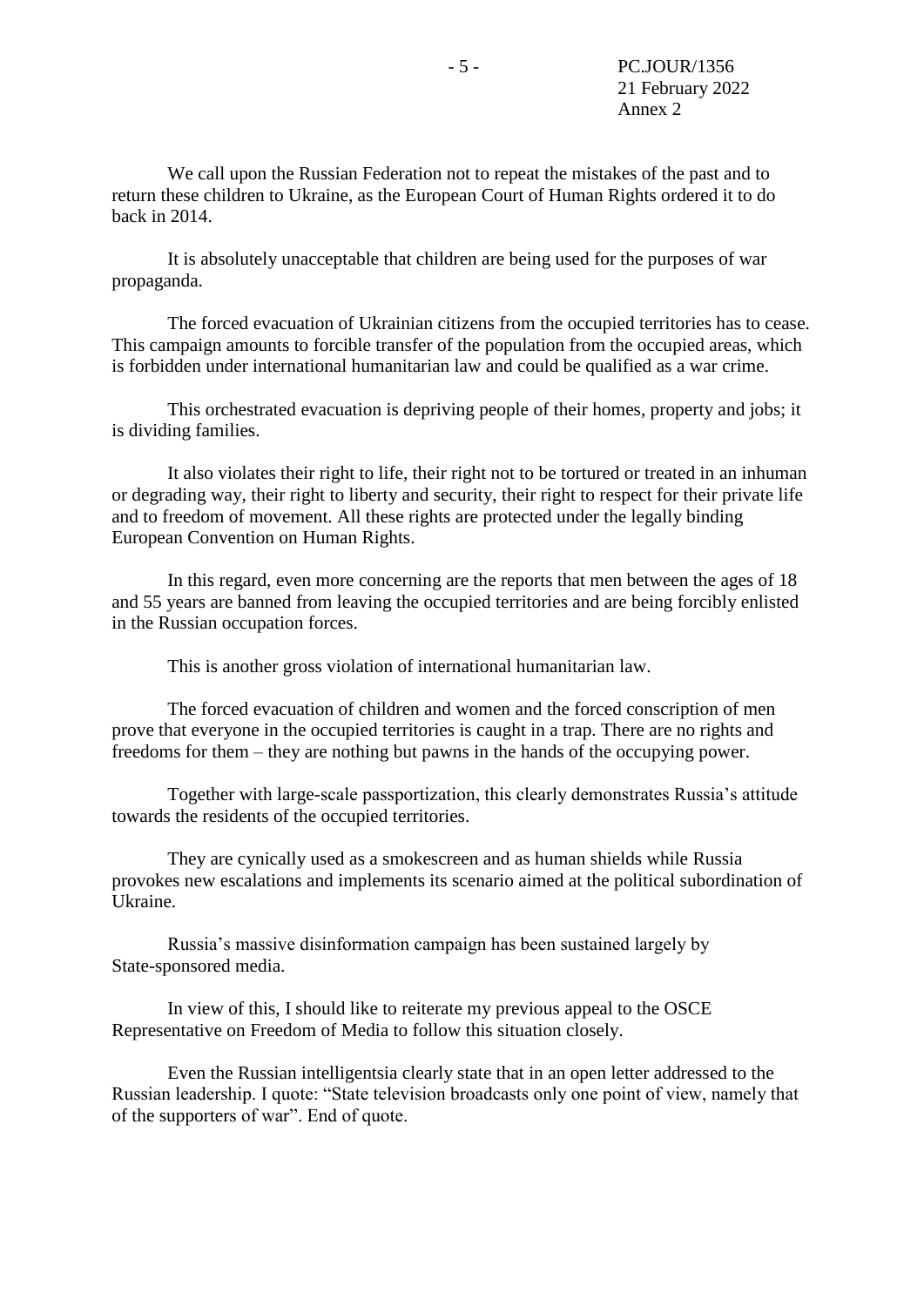We call upon the Russian Federation not to repeat the mistakes of the past and to return these children to Ukraine, as the European Court of Human Rights ordered it to do back in 2014.

It is absolutely unacceptable that children are being used for the purposes of war propaganda.

The forced evacuation of Ukrainian citizens from the occupied territories has to cease. This campaign amounts to forcible transfer of the population from the occupied areas, which is forbidden under international humanitarian law and could be qualified as a war crime.

This orchestrated evacuation is depriving people of their homes, property and jobs; it is dividing families.

It also violates their right to life, their right not to be tortured or treated in an inhuman or degrading way, their right to liberty and security, their right to respect for their private life and to freedom of movement. All these rights are protected under the legally binding European Convention on Human Rights.

In this regard, even more concerning are the reports that men between the ages of 18 and 55 years are banned from leaving the occupied territories and are being forcibly enlisted in the Russian occupation forces.

This is another gross violation of international humanitarian law.

The forced evacuation of children and women and the forced conscription of men prove that everyone in the occupied territories is caught in a trap. There are no rights and freedoms for them – they are nothing but pawns in the hands of the occupying power.

Together with large-scale passportization, this clearly demonstrates Russia's attitude towards the residents of the occupied territories.

They are cynically used as a smokescreen and as human shields while Russia provokes new escalations and implements its scenario aimed at the political subordination of Ukraine.

Russia's massive disinformation campaign has been sustained largely by State-sponsored media.

In view of this, I should like to reiterate my previous appeal to the OSCE Representative on Freedom of Media to follow this situation closely.

Even the Russian intelligentsia clearly state that in an open letter addressed to the Russian leadership. I quote: "State television broadcasts only one point of view, namely that of the supporters of war". End of quote.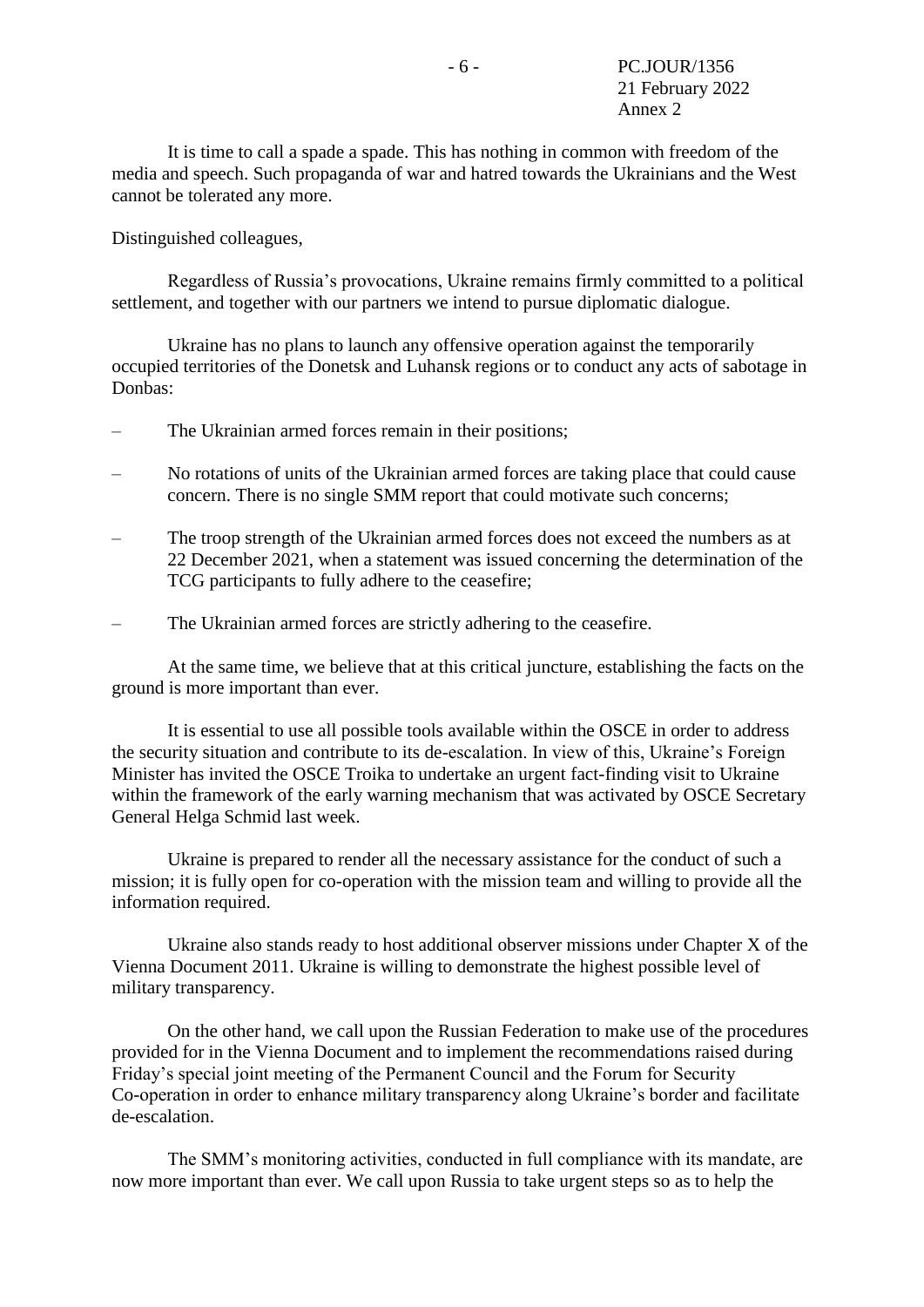It is time to call a spade a spade. This has nothing in common with freedom of the media and speech. Such propaganda of war and hatred towards the Ukrainians and the West cannot be tolerated any more.

Distinguished colleagues,

Regardless of Russia's provocations, Ukraine remains firmly committed to a political settlement, and together with our partners we intend to pursue diplomatic dialogue.

Ukraine has no plans to launch any offensive operation against the temporarily occupied territories of the Donetsk and Luhansk regions or to conduct any acts of sabotage in Donbas:

- The Ukrainian armed forces remain in their positions;
- No rotations of units of the Ukrainian armed forces are taking place that could cause concern. There is no single SMM report that could motivate such concerns;
- The troop strength of the Ukrainian armed forces does not exceed the numbers as at 22 December 2021, when a statement was issued concerning the determination of the TCG participants to fully adhere to the ceasefire;
- The Ukrainian armed forces are strictly adhering to the ceasefire.

At the same time, we believe that at this critical juncture, establishing the facts on the ground is more important than ever.

It is essential to use all possible tools available within the OSCE in order to address the security situation and contribute to its de-escalation. In view of this, Ukraine's Foreign Minister has invited the OSCE Troika to undertake an urgent fact-finding visit to Ukraine within the framework of the early warning mechanism that was activated by OSCE Secretary General Helga Schmid last week.

Ukraine is prepared to render all the necessary assistance for the conduct of such a mission; it is fully open for co-operation with the mission team and willing to provide all the information required.

Ukraine also stands ready to host additional observer missions under Chapter X of the Vienna Document 2011. Ukraine is willing to demonstrate the highest possible level of military transparency.

On the other hand, we call upon the Russian Federation to make use of the procedures provided for in the Vienna Document and to implement the recommendations raised during Friday's special joint meeting of the Permanent Council and the Forum for Security Co-operation in order to enhance military transparency along Ukraine's border and facilitate de-escalation.

The SMM's monitoring activities, conducted in full compliance with its mandate, are now more important than ever. We call upon Russia to take urgent steps so as to help the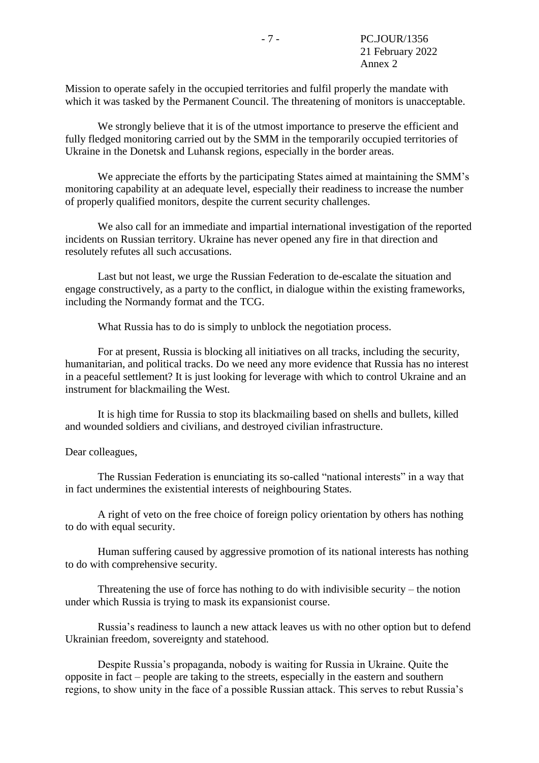Mission to operate safely in the occupied territories and fulfil properly the mandate with which it was tasked by the Permanent Council. The threatening of monitors is unacceptable.

We strongly believe that it is of the utmost importance to preserve the efficient and fully fledged monitoring carried out by the SMM in the temporarily occupied territories of Ukraine in the Donetsk and Luhansk regions, especially in the border areas.

We appreciate the efforts by the participating States aimed at maintaining the SMM's monitoring capability at an adequate level, especially their readiness to increase the number of properly qualified monitors, despite the current security challenges.

We also call for an immediate and impartial international investigation of the reported incidents on Russian territory. Ukraine has never opened any fire in that direction and resolutely refutes all such accusations.

Last but not least, we urge the Russian Federation to de-escalate the situation and engage constructively, as a party to the conflict, in dialogue within the existing frameworks, including the Normandy format and the TCG.

What Russia has to do is simply to unblock the negotiation process.

For at present, Russia is blocking all initiatives on all tracks, including the security, humanitarian, and political tracks. Do we need any more evidence that Russia has no interest in a peaceful settlement? It is just looking for leverage with which to control Ukraine and an instrument for blackmailing the West.

It is high time for Russia to stop its blackmailing based on shells and bullets, killed and wounded soldiers and civilians, and destroyed civilian infrastructure.

Dear colleagues,

The Russian Federation is enunciating its so-called "national interests" in a way that in fact undermines the existential interests of neighbouring States.

A right of veto on the free choice of foreign policy orientation by others has nothing to do with equal security.

Human suffering caused by aggressive promotion of its national interests has nothing to do with comprehensive security.

Threatening the use of force has nothing to do with indivisible security – the notion under which Russia is trying to mask its expansionist course.

Russia's readiness to launch a new attack leaves us with no other option but to defend Ukrainian freedom, sovereignty and statehood.

Despite Russia's propaganda, nobody is waiting for Russia in Ukraine. Quite the opposite in fact – people are taking to the streets, especially in the eastern and southern regions, to show unity in the face of a possible Russian attack. This serves to rebut Russia's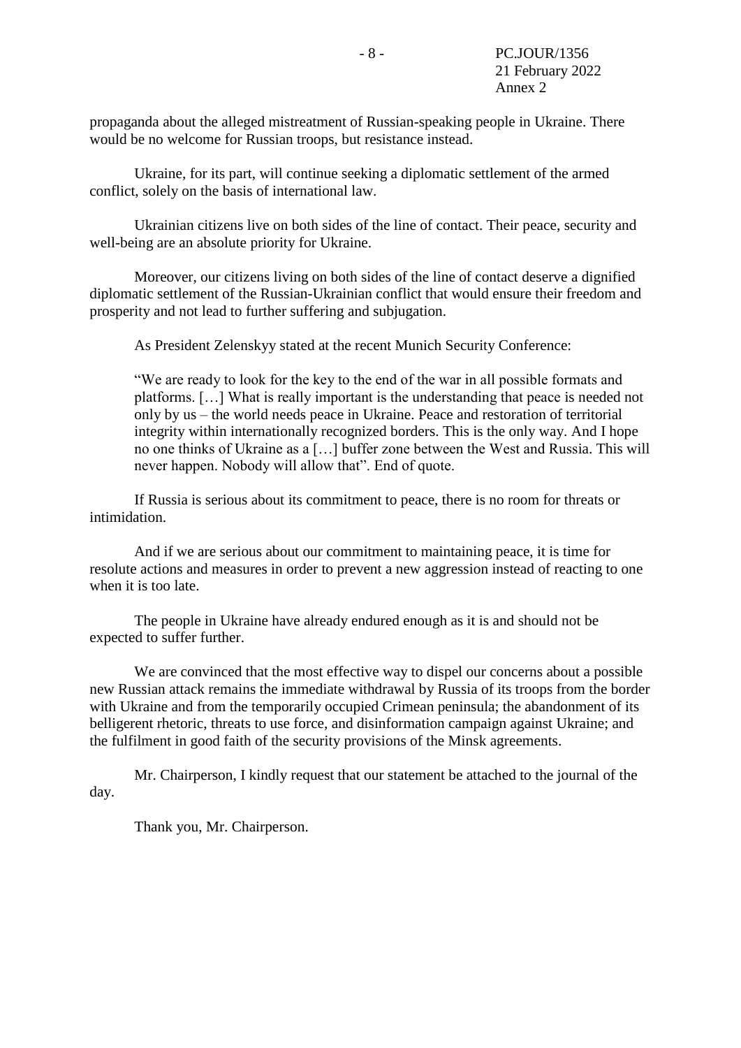propaganda about the alleged mistreatment of Russian-speaking people in Ukraine. There would be no welcome for Russian troops, but resistance instead.

Ukraine, for its part, will continue seeking a diplomatic settlement of the armed conflict, solely on the basis of international law.

Ukrainian citizens live on both sides of the line of contact. Their peace, security and well-being are an absolute priority for Ukraine.

Moreover, our citizens living on both sides of the line of contact deserve a dignified diplomatic settlement of the Russian-Ukrainian conflict that would ensure their freedom and prosperity and not lead to further suffering and subjugation.

As President Zelenskyy stated at the recent Munich Security Conference:

> "We are ready to look for the key to the end of the war in all possible formats and platforms. […] What is really important is the understanding that peace is needed not only by us – the world needs peace in Ukraine. Peace and restoration of territorial integrity within internationally recognized borders. This is the only way. And I hope no one thinks of Ukraine as a […] buffer zone between the West and Russia. This will never happen. Nobody will allow that". End of quote.

If Russia is serious about its commitment to peace, there is no room for threats or intimidation.

And if we are serious about our commitment to maintaining peace, it is time for resolute actions and measures in order to prevent a new aggression instead of reacting to one when it is too late.

The people in Ukraine have already endured enough as it is and should not be expected to suffer further.

We are convinced that the most effective way to dispel our concerns about a possible new Russian attack remains the immediate withdrawal by Russia of its troops from the border with Ukraine and from the temporarily occupied Crimean peninsula; the abandonment of its belligerent rhetoric, threats to use force, and disinformation campaign against Ukraine; and the fulfilment in good faith of the security provisions of the Minsk agreements.

Mr. Chairperson, I kindly request that our statement be attached to the journal of the day.

Thank you, Mr. Chairperson.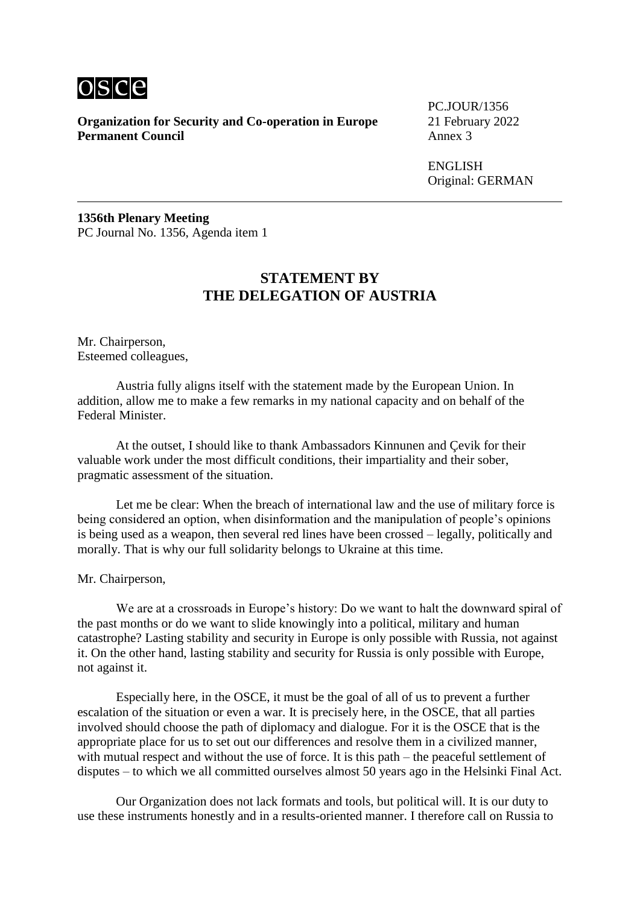**Organization for Security and Co-operation in Europe**
**Permanent Council**

PC.JOUR/1356
21 February 2022
Annex 3

ENGLISH
Original: GERMAN

---

**1356th Plenary Meeting**
PC Journal No. 1356, Agenda item 1

## STATEMENT BY THE DELEGATION OF AUSTRIA

Mr. Chairperson,
Esteemed colleagues,

Austria fully aligns itself with the statement made by the European Union. In addition, allow me to make a few remarks in my national capacity and on behalf of the Federal Minister.

At the outset, I should like to thank Ambassadors Kinnunen and Çevik for their valuable work under the most difficult conditions, their impartiality and their sober, pragmatic assessment of the situation.

Let me be clear: When the breach of international law and the use of military force is being considered an option, when disinformation and the manipulation of people's opinions is being used as a weapon, then several red lines have been crossed – legally, politically and morally. That is why our full solidarity belongs to Ukraine at this time.

Mr. Chairperson,

We are at a crossroads in Europe's history: Do we want to halt the downward spiral of the past months or do we want to slide knowingly into a political, military and human catastrophe? Lasting stability and security in Europe is only possible with Russia, not against it. On the other hand, lasting stability and security for Russia is only possible with Europe, not against it.

Especially here, in the OSCE, it must be the goal of all of us to prevent a further escalation of the situation or even a war. It is precisely here, in the OSCE, that all parties involved should choose the path of diplomacy and dialogue. For it is the OSCE that is the appropriate place for us to set out our differences and resolve them in a civilized manner, with mutual respect and without the use of force. It is this path – the peaceful settlement of disputes – to which we all committed ourselves almost 50 years ago in the Helsinki Final Act.

Our Organization does not lack formats and tools, but political will. It is our duty to use these instruments honestly and in a results-oriented manner. I therefore call on Russia to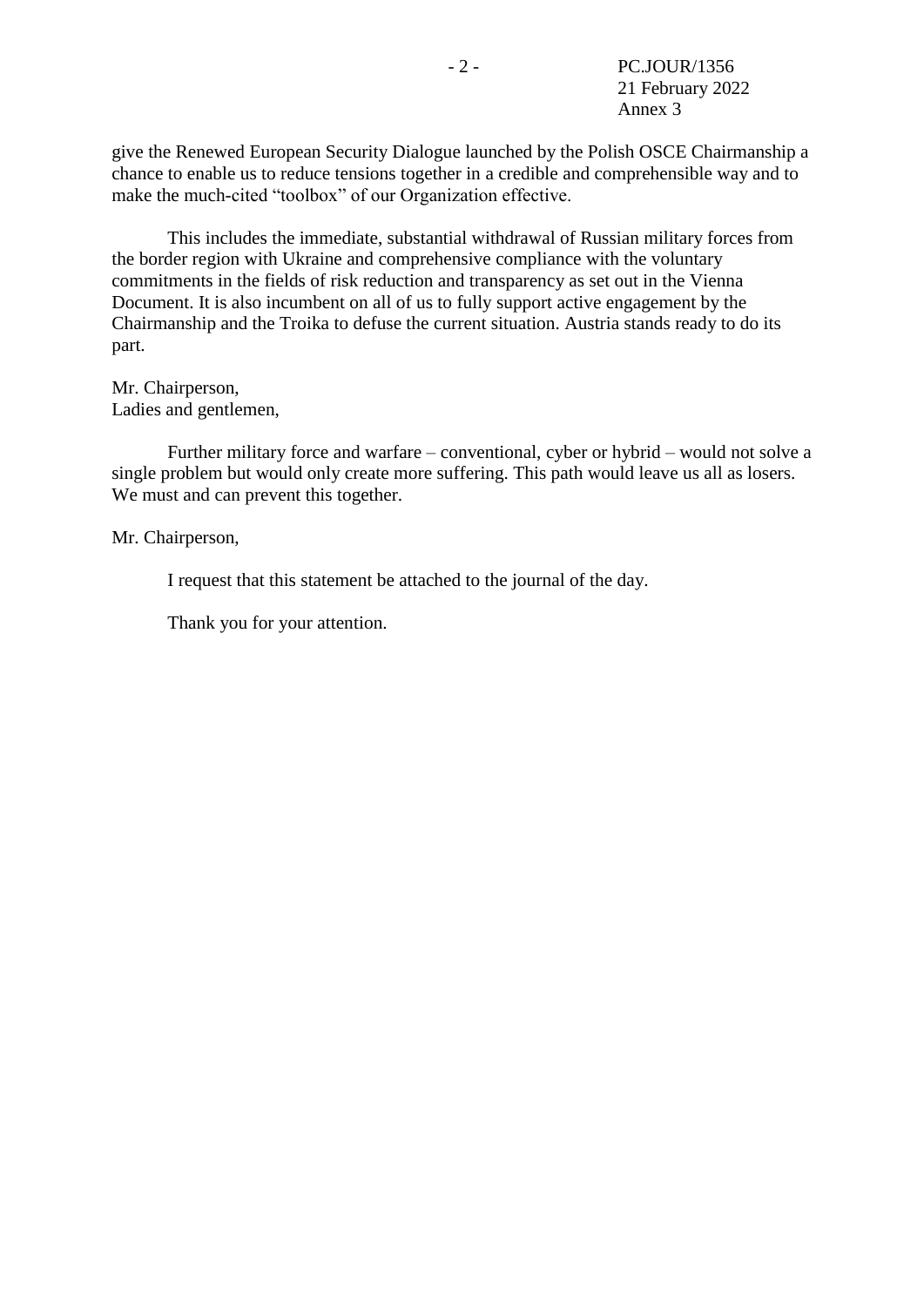give the Renewed European Security Dialogue launched by the Polish OSCE Chairmanship a chance to enable us to reduce tensions together in a credible and comprehensible way and to make the much-cited "toolbox" of our Organization effective.

This includes the immediate, substantial withdrawal of Russian military forces from the border region with Ukraine and comprehensive compliance with the voluntary commitments in the fields of risk reduction and transparency as set out in the Vienna Document. It is also incumbent on all of us to fully support active engagement by the Chairmanship and the Troika to defuse the current situation. Austria stands ready to do its part.

Mr. Chairperson,
Ladies and gentlemen,

Further military force and warfare – conventional, cyber or hybrid – would not solve a single problem but would only create more suffering. This path would leave us all as losers. We must and can prevent this together.

Mr. Chairperson,

I request that this statement be attached to the journal of the day.

Thank you for your attention.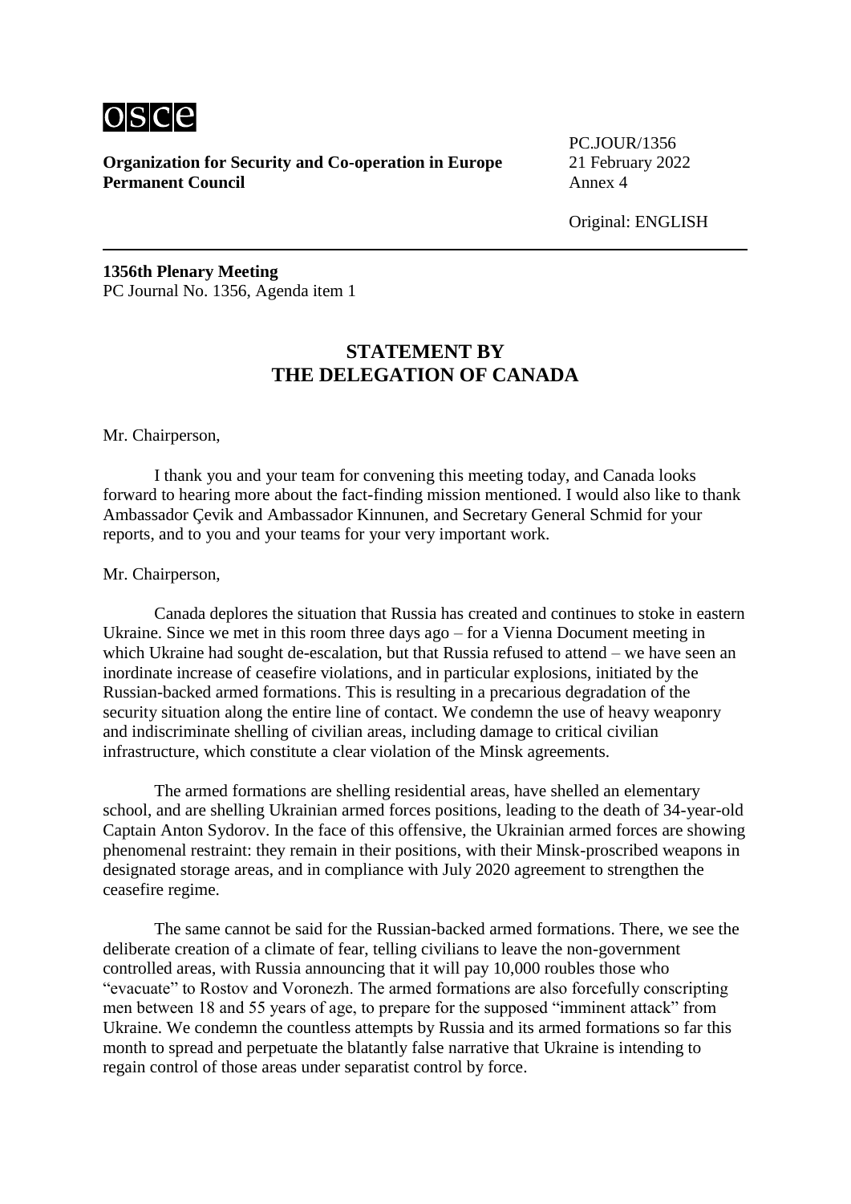**Organization for Security and Co-operation in Europe**
**Permanent Council**

PC.JOUR/1356
21 February 2022
Annex 4

Original: ENGLISH

**1356th Plenary Meeting**
PC Journal No. 1356, Agenda item 1

## STATEMENT BY THE DELEGATION OF CANADA

Mr. Chairperson,

I thank you and your team for convening this meeting today, and Canada looks forward to hearing more about the fact-finding mission mentioned. I would also like to thank Ambassador Çevik and Ambassador Kinnunen, and Secretary General Schmid for your reports, and to you and your teams for your very important work.

Mr. Chairperson,

Canada deplores the situation that Russia has created and continues to stoke in eastern Ukraine. Since we met in this room three days ago – for a Vienna Document meeting in which Ukraine had sought de-escalation, but that Russia refused to attend – we have seen an inordinate increase of ceasefire violations, and in particular explosions, initiated by the Russian-backed armed formations. This is resulting in a precarious degradation of the security situation along the entire line of contact. We condemn the use of heavy weaponry and indiscriminate shelling of civilian areas, including damage to critical civilian infrastructure, which constitute a clear violation of the Minsk agreements.

The armed formations are shelling residential areas, have shelled an elementary school, and are shelling Ukrainian armed forces positions, leading to the death of 34-year-old Captain Anton Sydorov. In the face of this offensive, the Ukrainian armed forces are showing phenomenal restraint: they remain in their positions, with their Minsk-proscribed weapons in designated storage areas, and in compliance with July 2020 agreement to strengthen the ceasefire regime.

The same cannot be said for the Russian-backed armed formations. There, we see the deliberate creation of a climate of fear, telling civilians to leave the non-government controlled areas, with Russia announcing that it will pay 10,000 roubles those who "evacuate" to Rostov and Voronezh. The armed formations are also forcefully conscripting men between 18 and 55 years of age, to prepare for the supposed "imminent attack" from Ukraine. We condemn the countless attempts by Russia and its armed formations so far this month to spread and perpetuate the blatantly false narrative that Ukraine is intending to regain control of those areas under separatist control by force.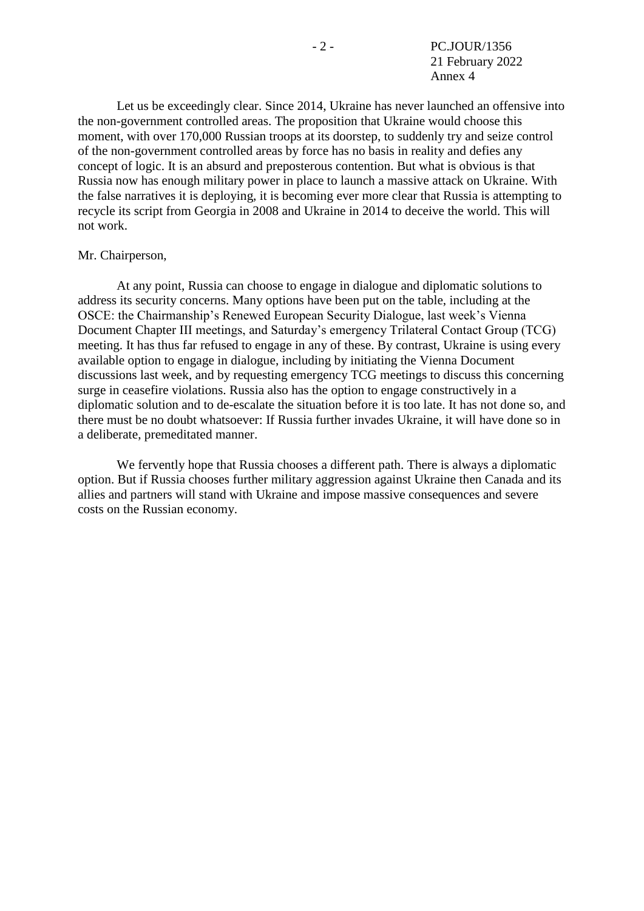Let us be exceedingly clear. Since 2014, Ukraine has never launched an offensive into the non-government controlled areas. The proposition that Ukraine would choose this moment, with over 170,000 Russian troops at its doorstep, to suddenly try and seize control of the non-government controlled areas by force has no basis in reality and defies any concept of logic. It is an absurd and preposterous contention. But what is obvious is that Russia now has enough military power in place to launch a massive attack on Ukraine. With the false narratives it is deploying, it is becoming ever more clear that Russia is attempting to recycle its script from Georgia in 2008 and Ukraine in 2014 to deceive the world. This will not work.

Mr. Chairperson,

At any point, Russia can choose to engage in dialogue and diplomatic solutions to address its security concerns. Many options have been put on the table, including at the OSCE: the Chairmanship's Renewed European Security Dialogue, last week's Vienna Document Chapter III meetings, and Saturday's emergency Trilateral Contact Group (TCG) meeting. It has thus far refused to engage in any of these. By contrast, Ukraine is using every available option to engage in dialogue, including by initiating the Vienna Document discussions last week, and by requesting emergency TCG meetings to discuss this concerning surge in ceasefire violations. Russia also has the option to engage constructively in a diplomatic solution and to de-escalate the situation before it is too late. It has not done so, and there must be no doubt whatsoever: If Russia further invades Ukraine, it will have done so in a deliberate, premeditated manner.

We fervently hope that Russia chooses a different path. There is always a diplomatic option. But if Russia chooses further military aggression against Ukraine then Canada and its allies and partners will stand with Ukraine and impose massive consequences and severe costs on the Russian economy.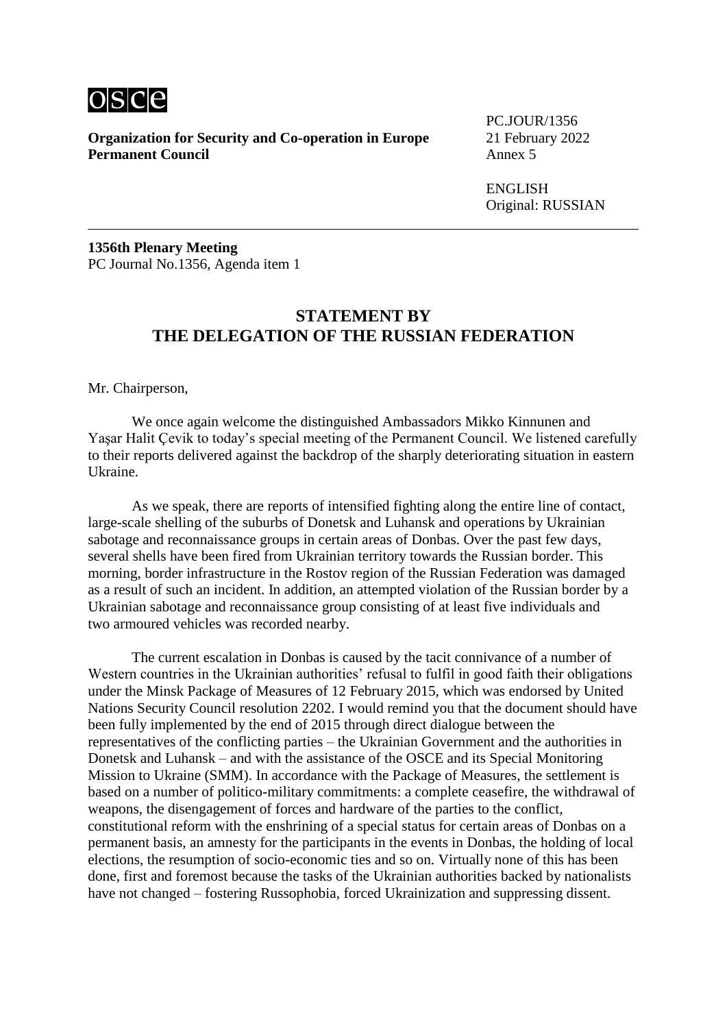osce

**Organization for Security and Co-operation in Europe**
**Permanent Council**

PC.JOUR/1356
21 February 2022
Annex 5

ENGLISH
Original: RUSSIAN

**1356th Plenary Meeting**
PC Journal No.1356, Agenda item 1

## STATEMENT BY THE DELEGATION OF THE RUSSIAN FEDERATION

Mr. Chairperson,

We once again welcome the distinguished Ambassadors Mikko Kinnunen and Yaşar Halit Çevik to today's special meeting of the Permanent Council. We listened carefully to their reports delivered against the backdrop of the sharply deteriorating situation in eastern Ukraine.

As we speak, there are reports of intensified fighting along the entire line of contact, large-scale shelling of the suburbs of Donetsk and Luhansk and operations by Ukrainian sabotage and reconnaissance groups in certain areas of Donbas. Over the past few days, several shells have been fired from Ukrainian territory towards the Russian border. This morning, border infrastructure in the Rostov region of the Russian Federation was damaged as a result of such an incident. In addition, an attempted violation of the Russian border by a Ukrainian sabotage and reconnaissance group consisting of at least five individuals and two armoured vehicles was recorded nearby.

The current escalation in Donbas is caused by the tacit connivance of a number of Western countries in the Ukrainian authorities' refusal to fulfil in good faith their obligations under the Minsk Package of Measures of 12 February 2015, which was endorsed by United Nations Security Council resolution 2202. I would remind you that the document should have been fully implemented by the end of 2015 through direct dialogue between the representatives of the conflicting parties – the Ukrainian Government and the authorities in Donetsk and Luhansk – and with the assistance of the OSCE and its Special Monitoring Mission to Ukraine (SMM). In accordance with the Package of Measures, the settlement is based on a number of politico-military commitments: a complete ceasefire, the withdrawal of weapons, the disengagement of forces and hardware of the parties to the conflict, constitutional reform with the enshrining of a special status for certain areas of Donbas on a permanent basis, an amnesty for the participants in the events in Donbas, the holding of local elections, the resumption of socio-economic ties and so on. Virtually none of this has been done, first and foremost because the tasks of the Ukrainian authorities backed by nationalists have not changed – fostering Russophobia, forced Ukrainization and suppressing dissent.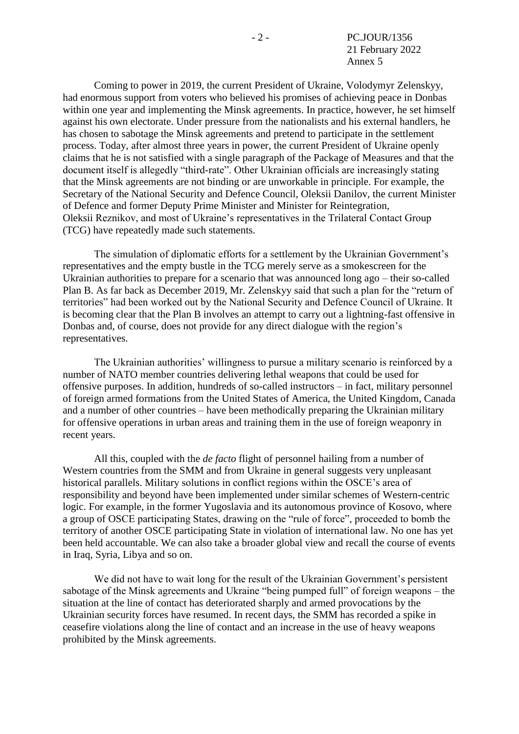Coming to power in 2019, the current President of Ukraine, Volodymyr Zelenskyy, had enormous support from voters who believed his promises of achieving peace in Donbas within one year and implementing the Minsk agreements. In practice, however, he set himself against his own electorate. Under pressure from the nationalists and his external handlers, he has chosen to sabotage the Minsk agreements and pretend to participate in the settlement process. Today, after almost three years in power, the current President of Ukraine openly claims that he is not satisfied with a single paragraph of the Package of Measures and that the document itself is allegedly "third-rate". Other Ukrainian officials are increasingly stating that the Minsk agreements are not binding or are unworkable in principle. For example, the Secretary of the National Security and Defence Council, Oleksii Danilov, the current Minister of Defence and former Deputy Prime Minister and Minister for Reintegration, Oleksii Reznikov, and most of Ukraine's representatives in the Trilateral Contact Group (TCG) have repeatedly made such statements.

The simulation of diplomatic efforts for a settlement by the Ukrainian Government's representatives and the empty bustle in the TCG merely serve as a smokescreen for the Ukrainian authorities to prepare for a scenario that was announced long ago – their so-called Plan B. As far back as December 2019, Mr. Zelenskyy said that such a plan for the "return of territories" had been worked out by the National Security and Defence Council of Ukraine. It is becoming clear that the Plan B involves an attempt to carry out a lightning-fast offensive in Donbas and, of course, does not provide for any direct dialogue with the region's representatives.

The Ukrainian authorities' willingness to pursue a military scenario is reinforced by a number of NATO member countries delivering lethal weapons that could be used for offensive purposes. In addition, hundreds of so-called instructors – in fact, military personnel of foreign armed formations from the United States of America, the United Kingdom, Canada and a number of other countries – have been methodically preparing the Ukrainian military for offensive operations in urban areas and training them in the use of foreign weaponry in recent years.

All this, coupled with the *de facto* flight of personnel hailing from a number of Western countries from the SMM and from Ukraine in general suggests very unpleasant historical parallels. Military solutions in conflict regions within the OSCE's area of responsibility and beyond have been implemented under similar schemes of Western-centric logic. For example, in the former Yugoslavia and its autonomous province of Kosovo, where a group of OSCE participating States, drawing on the "rule of force", proceeded to bomb the territory of another OSCE participating State in violation of international law. No one has yet been held accountable. We can also take a broader global view and recall the course of events in Iraq, Syria, Libya and so on.

We did not have to wait long for the result of the Ukrainian Government's persistent sabotage of the Minsk agreements and Ukraine "being pumped full" of foreign weapons – the situation at the line of contact has deteriorated sharply and armed provocations by the Ukrainian security forces have resumed. In recent days, the SMM has recorded a spike in ceasefire violations along the line of contact and an increase in the use of heavy weapons prohibited by the Minsk agreements.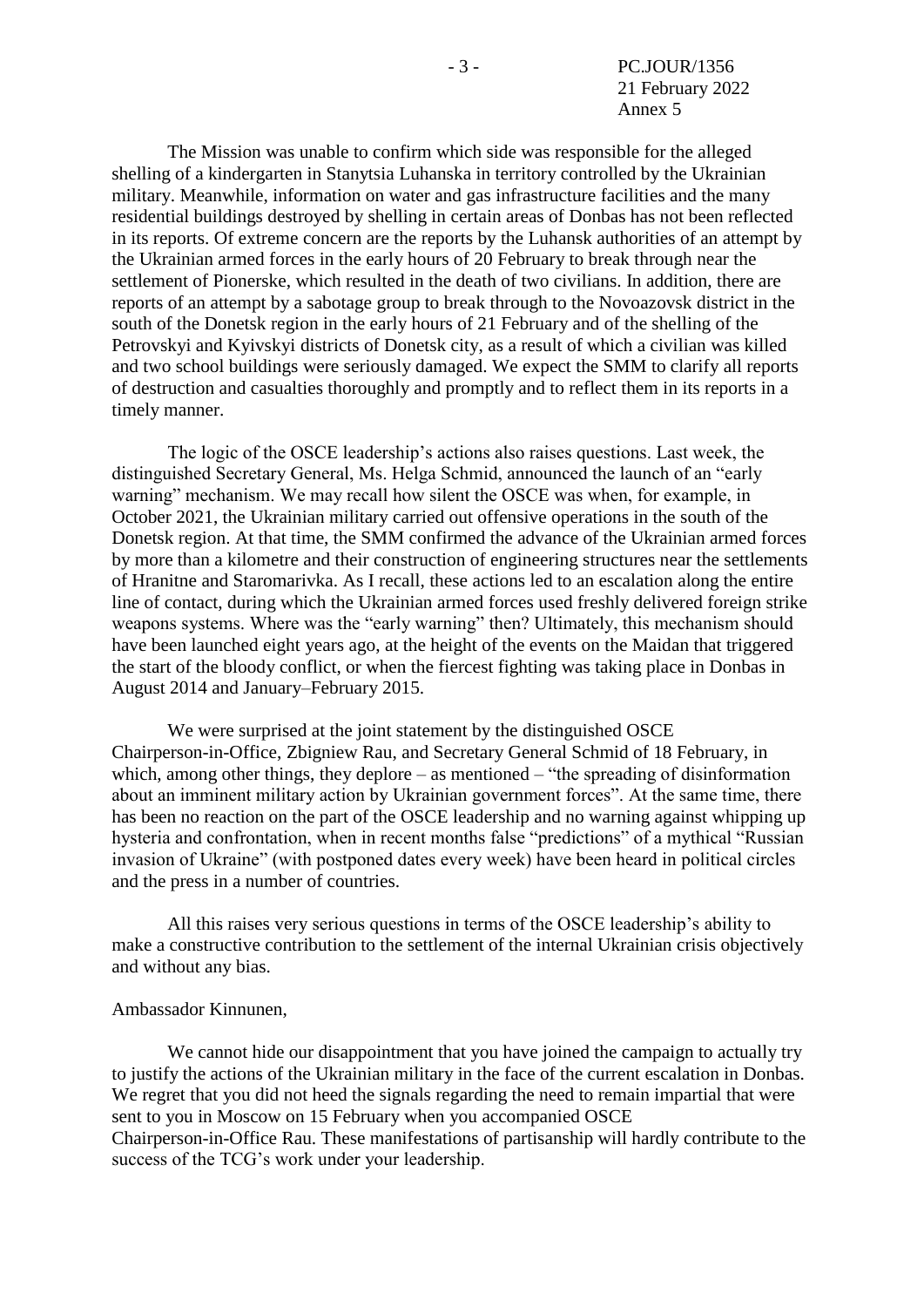The Mission was unable to confirm which side was responsible for the alleged shelling of a kindergarten in Stanytsia Luhanska in territory controlled by the Ukrainian military. Meanwhile, information on water and gas infrastructure facilities and the many residential buildings destroyed by shelling in certain areas of Donbas has not been reflected in its reports. Of extreme concern are the reports by the Luhansk authorities of an attempt by the Ukrainian armed forces in the early hours of 20 February to break through near the settlement of Pionerske, which resulted in the death of two civilians. In addition, there are reports of an attempt by a sabotage group to break through to the Novoazovsk district in the south of the Donetsk region in the early hours of 21 February and of the shelling of the Petrovskyi and Kyivskyi districts of Donetsk city, as a result of which a civilian was killed and two school buildings were seriously damaged. We expect the SMM to clarify all reports of destruction and casualties thoroughly and promptly and to reflect them in its reports in a timely manner.

The logic of the OSCE leadership's actions also raises questions. Last week, the distinguished Secretary General, Ms. Helga Schmid, announced the launch of an "early warning" mechanism. We may recall how silent the OSCE was when, for example, in October 2021, the Ukrainian military carried out offensive operations in the south of the Donetsk region. At that time, the SMM confirmed the advance of the Ukrainian armed forces by more than a kilometre and their construction of engineering structures near the settlements of Hranitne and Staromarivka. As I recall, these actions led to an escalation along the entire line of contact, during which the Ukrainian armed forces used freshly delivered foreign strike weapons systems. Where was the "early warning" then? Ultimately, this mechanism should have been launched eight years ago, at the height of the events on the Maidan that triggered the start of the bloody conflict, or when the fiercest fighting was taking place in Donbas in August 2014 and January–February 2015.

We were surprised at the joint statement by the distinguished OSCE Chairperson-in-Office, Zbigniew Rau, and Secretary General Schmid of 18 February, in which, among other things, they deplore – as mentioned – "the spreading of disinformation about an imminent military action by Ukrainian government forces". At the same time, there has been no reaction on the part of the OSCE leadership and no warning against whipping up hysteria and confrontation, when in recent months false "predictions" of a mythical "Russian invasion of Ukraine" (with postponed dates every week) have been heard in political circles and the press in a number of countries.

All this raises very serious questions in terms of the OSCE leadership's ability to make a constructive contribution to the settlement of the internal Ukrainian crisis objectively and without any bias.

Ambassador Kinnunen,

We cannot hide our disappointment that you have joined the campaign to actually try to justify the actions of the Ukrainian military in the face of the current escalation in Donbas. We regret that you did not heed the signals regarding the need to remain impartial that were sent to you in Moscow on 15 February when you accompanied OSCE Chairperson-in-Office Rau. These manifestations of partisanship will hardly contribute to the success of the TCG's work under your leadership.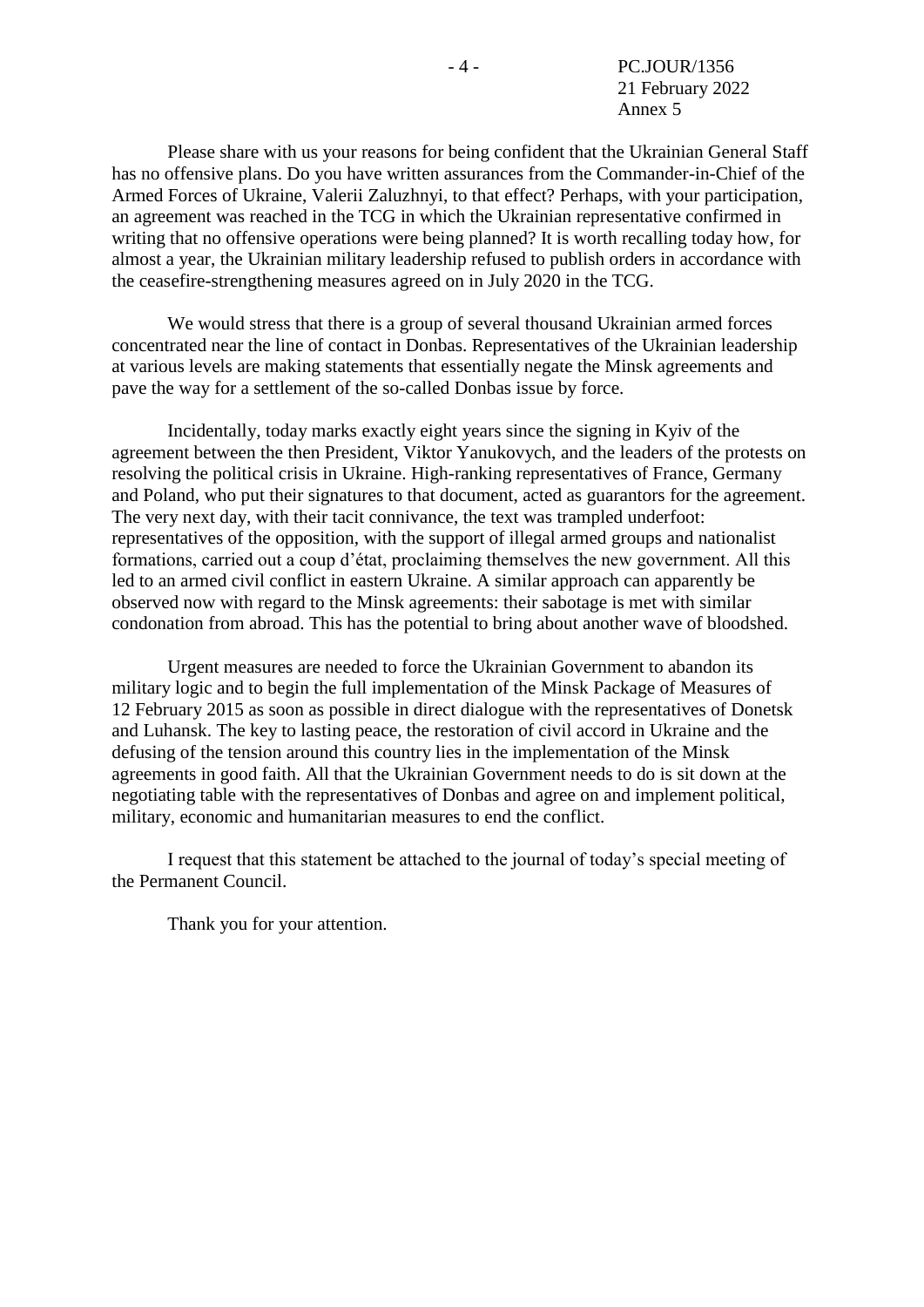Please share with us your reasons for being confident that the Ukrainian General Staff has no offensive plans. Do you have written assurances from the Commander-in-Chief of the Armed Forces of Ukraine, Valerii Zaluzhnyi, to that effect? Perhaps, with your participation, an agreement was reached in the TCG in which the Ukrainian representative confirmed in writing that no offensive operations were being planned? It is worth recalling today how, for almost a year, the Ukrainian military leadership refused to publish orders in accordance with the ceasefire-strengthening measures agreed on in July 2020 in the TCG.

We would stress that there is a group of several thousand Ukrainian armed forces concentrated near the line of contact in Donbas. Representatives of the Ukrainian leadership at various levels are making statements that essentially negate the Minsk agreements and pave the way for a settlement of the so-called Donbas issue by force.

Incidentally, today marks exactly eight years since the signing in Kyiv of the agreement between the then President, Viktor Yanukovych, and the leaders of the protests on resolving the political crisis in Ukraine. High-ranking representatives of France, Germany and Poland, who put their signatures to that document, acted as guarantors for the agreement. The very next day, with their tacit connivance, the text was trampled underfoot: representatives of the opposition, with the support of illegal armed groups and nationalist formations, carried out a coup d'état, proclaiming themselves the new government. All this led to an armed civil conflict in eastern Ukraine. A similar approach can apparently be observed now with regard to the Minsk agreements: their sabotage is met with similar condonation from abroad. This has the potential to bring about another wave of bloodshed.

Urgent measures are needed to force the Ukrainian Government to abandon its military logic and to begin the full implementation of the Minsk Package of Measures of 12 February 2015 as soon as possible in direct dialogue with the representatives of Donetsk and Luhansk. The key to lasting peace, the restoration of civil accord in Ukraine and the defusing of the tension around this country lies in the implementation of the Minsk agreements in good faith. All that the Ukrainian Government needs to do is sit down at the negotiating table with the representatives of Donbas and agree on and implement political, military, economic and humanitarian measures to end the conflict.

I request that this statement be attached to the journal of today's special meeting of the Permanent Council.

Thank you for your attention.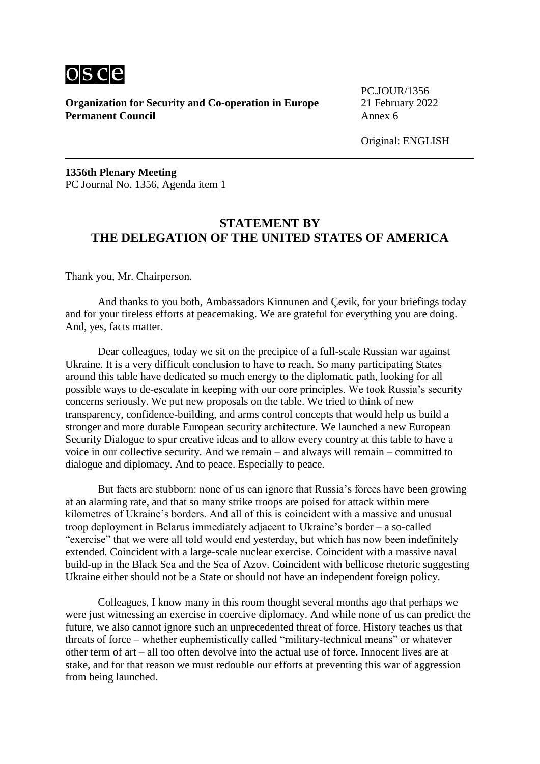**Organization for Security and Co-operation in Europe**
**Permanent Council**

PC.JOUR/1356
21 February 2022
Annex 6

Original: ENGLISH

**1356th Plenary Meeting**
PC Journal No. 1356, Agenda item 1

## STATEMENT BY THE DELEGATION OF THE UNITED STATES OF AMERICA

Thank you, Mr. Chairperson.

And thanks to you both, Ambassadors Kinnunen and Çevik, for your briefings today and for your tireless efforts at peacemaking. We are grateful for everything you are doing. And, yes, facts matter.

Dear colleagues, today we sit on the precipice of a full-scale Russian war against Ukraine. It is a very difficult conclusion to have to reach. So many participating States around this table have dedicated so much energy to the diplomatic path, looking for all possible ways to de-escalate in keeping with our core principles. We took Russia's security concerns seriously. We put new proposals on the table. We tried to think of new transparency, confidence-building, and arms control concepts that would help us build a stronger and more durable European security architecture. We launched a new European Security Dialogue to spur creative ideas and to allow every country at this table to have a voice in our collective security. And we remain – and always will remain – committed to dialogue and diplomacy. And to peace. Especially to peace.

But facts are stubborn: none of us can ignore that Russia's forces have been growing at an alarming rate, and that so many strike troops are poised for attack within mere kilometres of Ukraine's borders. And all of this is coincident with a massive and unusual troop deployment in Belarus immediately adjacent to Ukraine's border – a so-called "exercise" that we were all told would end yesterday, but which has now been indefinitely extended. Coincident with a large-scale nuclear exercise. Coincident with a massive naval build-up in the Black Sea and the Sea of Azov. Coincident with bellicose rhetoric suggesting Ukraine either should not be a State or should not have an independent foreign policy.

Colleagues, I know many in this room thought several months ago that perhaps we were just witnessing an exercise in coercive diplomacy. And while none of us can predict the future, we also cannot ignore such an unprecedented threat of force. History teaches us that threats of force – whether euphemistically called "military-technical means" or whatever other term of art – all too often devolve into the actual use of force. Innocent lives are at stake, and for that reason we must redouble our efforts at preventing this war of aggression from being launched.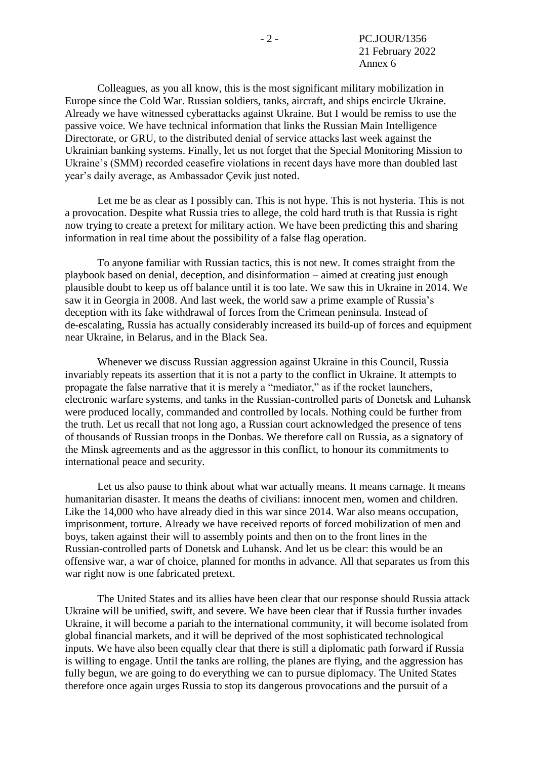Colleagues, as you all know, this is the most significant military mobilization in Europe since the Cold War. Russian soldiers, tanks, aircraft, and ships encircle Ukraine. Already we have witnessed cyberattacks against Ukraine. But I would be remiss to use the passive voice. We have technical information that links the Russian Main Intelligence Directorate, or GRU, to the distributed denial of service attacks last week against the Ukrainian banking systems. Finally, let us not forget that the Special Monitoring Mission to Ukraine's (SMM) recorded ceasefire violations in recent days have more than doubled last year's daily average, as Ambassador Çevik just noted.

Let me be as clear as I possibly can. This is not hype. This is not hysteria. This is not a provocation. Despite what Russia tries to allege, the cold hard truth is that Russia is right now trying to create a pretext for military action. We have been predicting this and sharing information in real time about the possibility of a false flag operation.

To anyone familiar with Russian tactics, this is not new. It comes straight from the playbook based on denial, deception, and disinformation – aimed at creating just enough plausible doubt to keep us off balance until it is too late. We saw this in Ukraine in 2014. We saw it in Georgia in 2008. And last week, the world saw a prime example of Russia's deception with its fake withdrawal of forces from the Crimean peninsula. Instead of de-escalating, Russia has actually considerably increased its build-up of forces and equipment near Ukraine, in Belarus, and in the Black Sea.

Whenever we discuss Russian aggression against Ukraine in this Council, Russia invariably repeats its assertion that it is not a party to the conflict in Ukraine. It attempts to propagate the false narrative that it is merely a "mediator," as if the rocket launchers, electronic warfare systems, and tanks in the Russian-controlled parts of Donetsk and Luhansk were produced locally, commanded and controlled by locals. Nothing could be further from the truth. Let us recall that not long ago, a Russian court acknowledged the presence of tens of thousands of Russian troops in the Donbas. We therefore call on Russia, as a signatory of the Minsk agreements and as the aggressor in this conflict, to honour its commitments to international peace and security.

Let us also pause to think about what war actually means. It means carnage. It means humanitarian disaster. It means the deaths of civilians: innocent men, women and children. Like the 14,000 who have already died in this war since 2014. War also means occupation, imprisonment, torture. Already we have received reports of forced mobilization of men and boys, taken against their will to assembly points and then on to the front lines in the Russian-controlled parts of Donetsk and Luhansk. And let us be clear: this would be an offensive war, a war of choice, planned for months in advance. All that separates us from this war right now is one fabricated pretext.

The United States and its allies have been clear that our response should Russia attack Ukraine will be unified, swift, and severe. We have been clear that if Russia further invades Ukraine, it will become a pariah to the international community, it will become isolated from global financial markets, and it will be deprived of the most sophisticated technological inputs. We have also been equally clear that there is still a diplomatic path forward if Russia is willing to engage. Until the tanks are rolling, the planes are flying, and the aggression has fully begun, we are going to do everything we can to pursue diplomacy. The United States therefore once again urges Russia to stop its dangerous provocations and the pursuit of a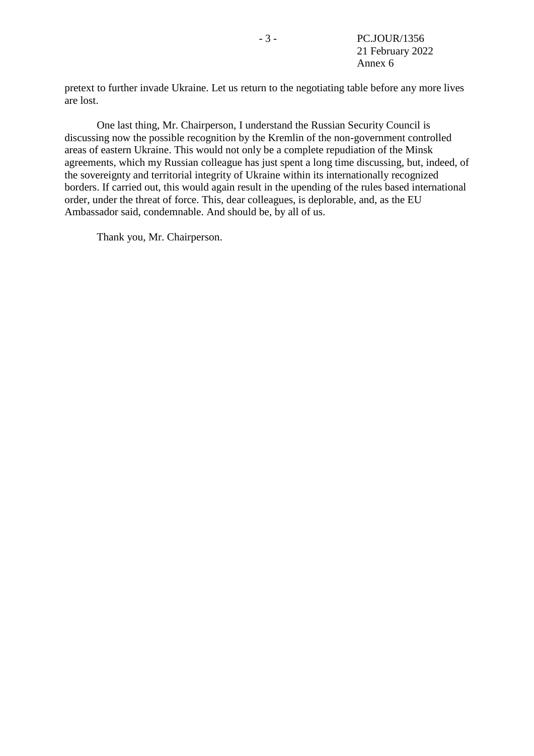pretext to further invade Ukraine. Let us return to the negotiating table before any more lives are lost.

One last thing, Mr. Chairperson, I understand the Russian Security Council is discussing now the possible recognition by the Kremlin of the non-government controlled areas of eastern Ukraine. This would not only be a complete repudiation of the Minsk agreements, which my Russian colleague has just spent a long time discussing, but, indeed, of the sovereignty and territorial integrity of Ukraine within its internationally recognized borders. If carried out, this would again result in the upending of the rules based international order, under the threat of force. This, dear colleagues, is deplorable, and, as the EU Ambassador said, condemnable. And should be, by all of us.

Thank you, Mr. Chairperson.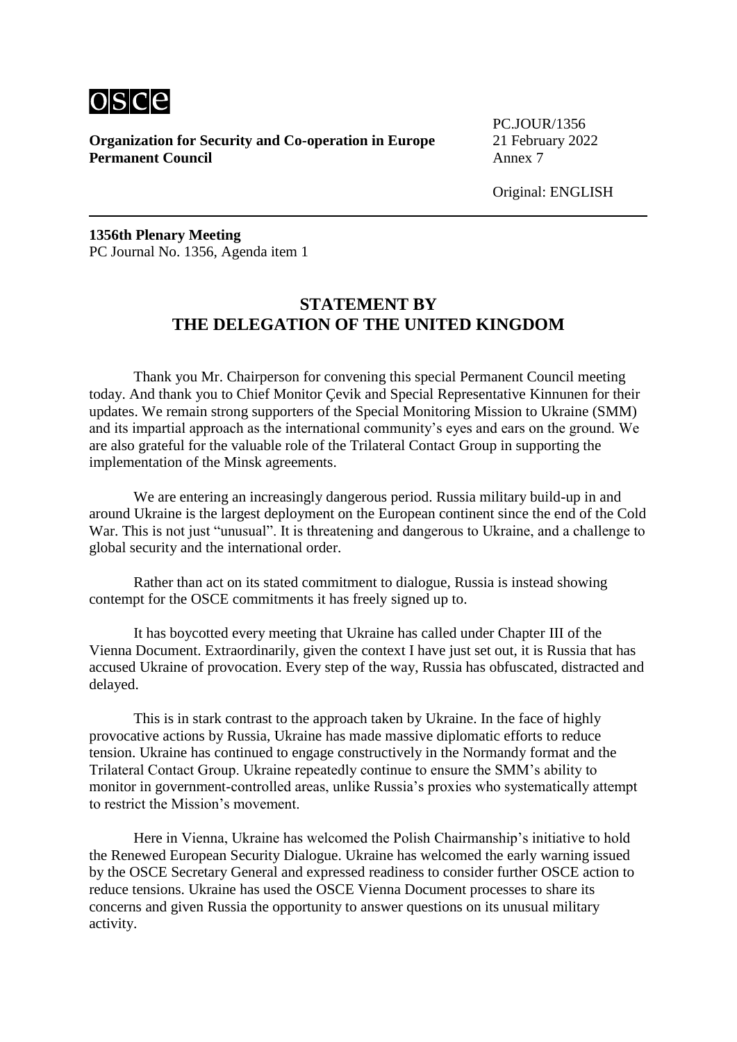**Organization for Security and Co-operation in Europe**
**Permanent Council**

PC.JOUR/1356
21 February 2022
Annex 7

Original: ENGLISH

---

**1356th Plenary Meeting**
PC Journal No. 1356, Agenda item 1

## STATEMENT BY THE DELEGATION OF THE UNITED KINGDOM

Thank you Mr. Chairperson for convening this special Permanent Council meeting today. And thank you to Chief Monitor Çevik and Special Representative Kinnunen for their updates. We remain strong supporters of the Special Monitoring Mission to Ukraine (SMM) and its impartial approach as the international community's eyes and ears on the ground. We are also grateful for the valuable role of the Trilateral Contact Group in supporting the implementation of the Minsk agreements.

We are entering an increasingly dangerous period. Russia military build-up in and around Ukraine is the largest deployment on the European continent since the end of the Cold War. This is not just "unusual". It is threatening and dangerous to Ukraine, and a challenge to global security and the international order.

Rather than act on its stated commitment to dialogue, Russia is instead showing contempt for the OSCE commitments it has freely signed up to.

It has boycotted every meeting that Ukraine has called under Chapter III of the Vienna Document. Extraordinarily, given the context I have just set out, it is Russia that has accused Ukraine of provocation. Every step of the way, Russia has obfuscated, distracted and delayed.

This is in stark contrast to the approach taken by Ukraine. In the face of highly provocative actions by Russia, Ukraine has made massive diplomatic efforts to reduce tension. Ukraine has continued to engage constructively in the Normandy format and the Trilateral Contact Group. Ukraine repeatedly continue to ensure the SMM's ability to monitor in government-controlled areas, unlike Russia's proxies who systematically attempt to restrict the Mission's movement.

Here in Vienna, Ukraine has welcomed the Polish Chairmanship's initiative to hold the Renewed European Security Dialogue. Ukraine has welcomed the early warning issued by the OSCE Secretary General and expressed readiness to consider further OSCE action to reduce tensions. Ukraine has used the OSCE Vienna Document processes to share its concerns and given Russia the opportunity to answer questions on its unusual military activity.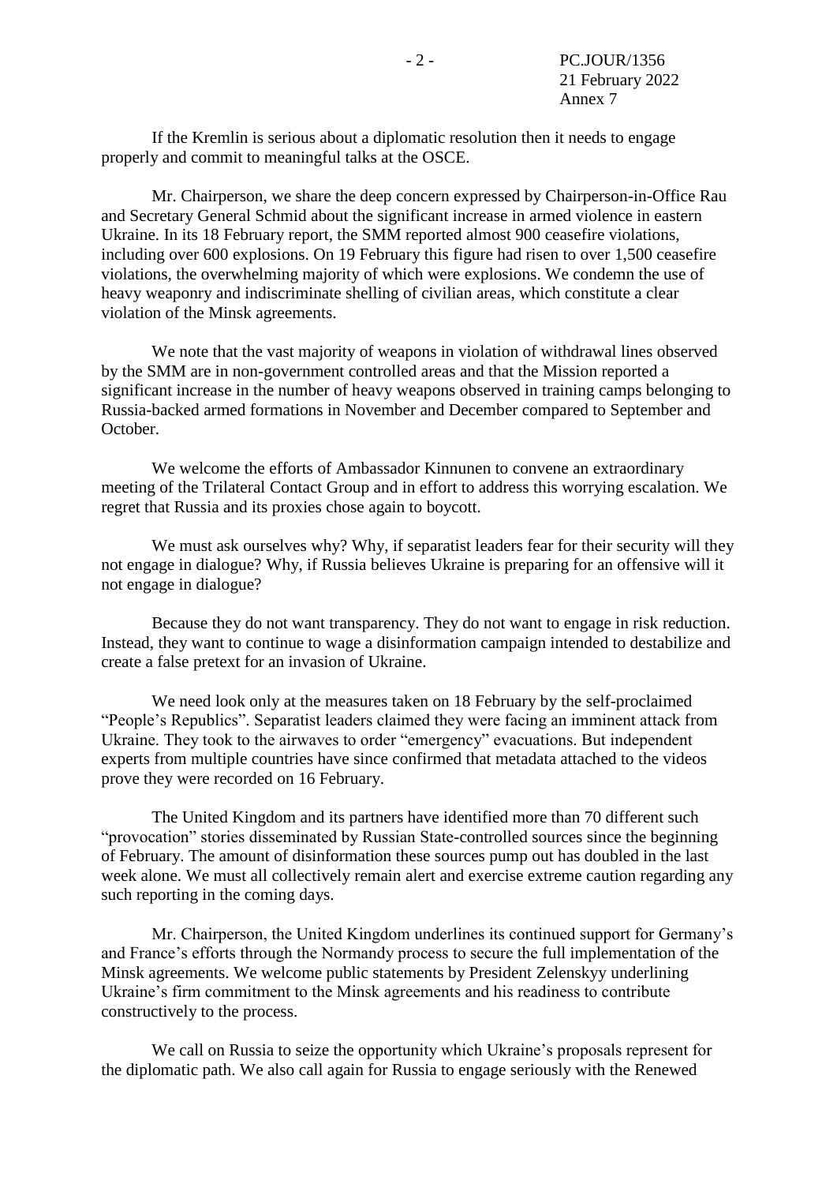If the Kremlin is serious about a diplomatic resolution then it needs to engage properly and commit to meaningful talks at the OSCE.

Mr. Chairperson, we share the deep concern expressed by Chairperson-in-Office Rau and Secretary General Schmid about the significant increase in armed violence in eastern Ukraine. In its 18 February report, the SMM reported almost 900 ceasefire violations, including over 600 explosions. On 19 February this figure had risen to over 1,500 ceasefire violations, the overwhelming majority of which were explosions. We condemn the use of heavy weaponry and indiscriminate shelling of civilian areas, which constitute a clear violation of the Minsk agreements.

We note that the vast majority of weapons in violation of withdrawal lines observed by the SMM are in non-government controlled areas and that the Mission reported a significant increase in the number of heavy weapons observed in training camps belonging to Russia-backed armed formations in November and December compared to September and October.

We welcome the efforts of Ambassador Kinnunen to convene an extraordinary meeting of the Trilateral Contact Group and in effort to address this worrying escalation. We regret that Russia and its proxies chose again to boycott.

We must ask ourselves why? Why, if separatist leaders fear for their security will they not engage in dialogue? Why, if Russia believes Ukraine is preparing for an offensive will it not engage in dialogue?

Because they do not want transparency. They do not want to engage in risk reduction. Instead, they want to continue to wage a disinformation campaign intended to destabilize and create a false pretext for an invasion of Ukraine.

We need look only at the measures taken on 18 February by the self-proclaimed "People's Republics". Separatist leaders claimed they were facing an imminent attack from Ukraine. They took to the airwaves to order "emergency" evacuations. But independent experts from multiple countries have since confirmed that metadata attached to the videos prove they were recorded on 16 February.

The United Kingdom and its partners have identified more than 70 different such "provocation" stories disseminated by Russian State-controlled sources since the beginning of February. The amount of disinformation these sources pump out has doubled in the last week alone. We must all collectively remain alert and exercise extreme caution regarding any such reporting in the coming days.

Mr. Chairperson, the United Kingdom underlines its continued support for Germany's and France's efforts through the Normandy process to secure the full implementation of the Minsk agreements. We welcome public statements by President Zelenskyy underlining Ukraine's firm commitment to the Minsk agreements and his readiness to contribute constructively to the process.

We call on Russia to seize the opportunity which Ukraine's proposals represent for the diplomatic path. We also call again for Russia to engage seriously with the Renewed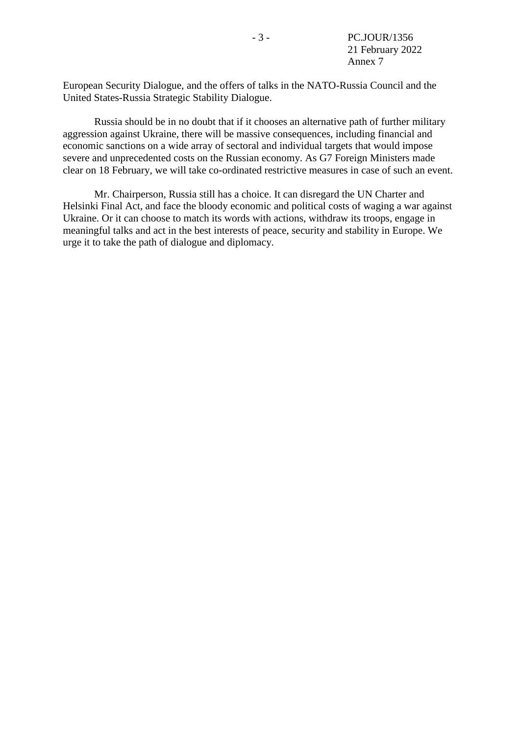European Security Dialogue, and the offers of talks in the NATO-Russia Council and the United States-Russia Strategic Stability Dialogue.

Russia should be in no doubt that if it chooses an alternative path of further military aggression against Ukraine, there will be massive consequences, including financial and economic sanctions on a wide array of sectoral and individual targets that would impose severe and unprecedented costs on the Russian economy. As G7 Foreign Ministers made clear on 18 February, we will take co-ordinated restrictive measures in case of such an event.

Mr. Chairperson, Russia still has a choice. It can disregard the UN Charter and Helsinki Final Act, and face the bloody economic and political costs of waging a war against Ukraine. Or it can choose to match its words with actions, withdraw its troops, engage in meaningful talks and act in the best interests of peace, security and stability in Europe. We urge it to take the path of dialogue and diplomacy.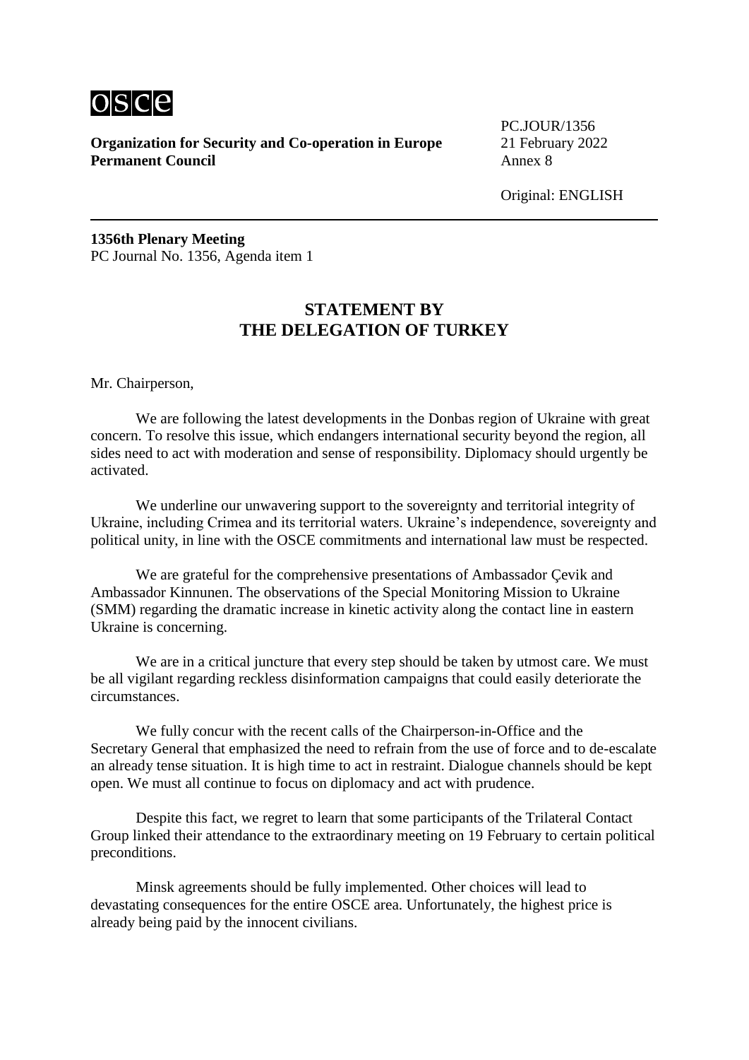**Organization for Security and Co-operation in Europe**
**Permanent Council**

PC.JOUR/1356
21 February 2022
Annex 8

Original: ENGLISH

---

**1356th Plenary Meeting**
PC Journal No. 1356, Agenda item 1

## STATEMENT BY THE DELEGATION OF TURKEY

Mr. Chairperson,

We are following the latest developments in the Donbas region of Ukraine with great concern. To resolve this issue, which endangers international security beyond the region, all sides need to act with moderation and sense of responsibility. Diplomacy should urgently be activated.

We underline our unwavering support to the sovereignty and territorial integrity of Ukraine, including Crimea and its territorial waters. Ukraine's independence, sovereignty and political unity, in line with the OSCE commitments and international law must be respected.

We are grateful for the comprehensive presentations of Ambassador Çevik and Ambassador Kinnunen. The observations of the Special Monitoring Mission to Ukraine (SMM) regarding the dramatic increase in kinetic activity along the contact line in eastern Ukraine is concerning.

We are in a critical juncture that every step should be taken by utmost care. We must be all vigilant regarding reckless disinformation campaigns that could easily deteriorate the circumstances.

We fully concur with the recent calls of the Chairperson-in-Office and the Secretary General that emphasized the need to refrain from the use of force and to de-escalate an already tense situation. It is high time to act in restraint. Dialogue channels should be kept open. We must all continue to focus on diplomacy and act with prudence.

Despite this fact, we regret to learn that some participants of the Trilateral Contact Group linked their attendance to the extraordinary meeting on 19 February to certain political preconditions.

Minsk agreements should be fully implemented. Other choices will lead to devastating consequences for the entire OSCE area. Unfortunately, the highest price is already being paid by the innocent civilians.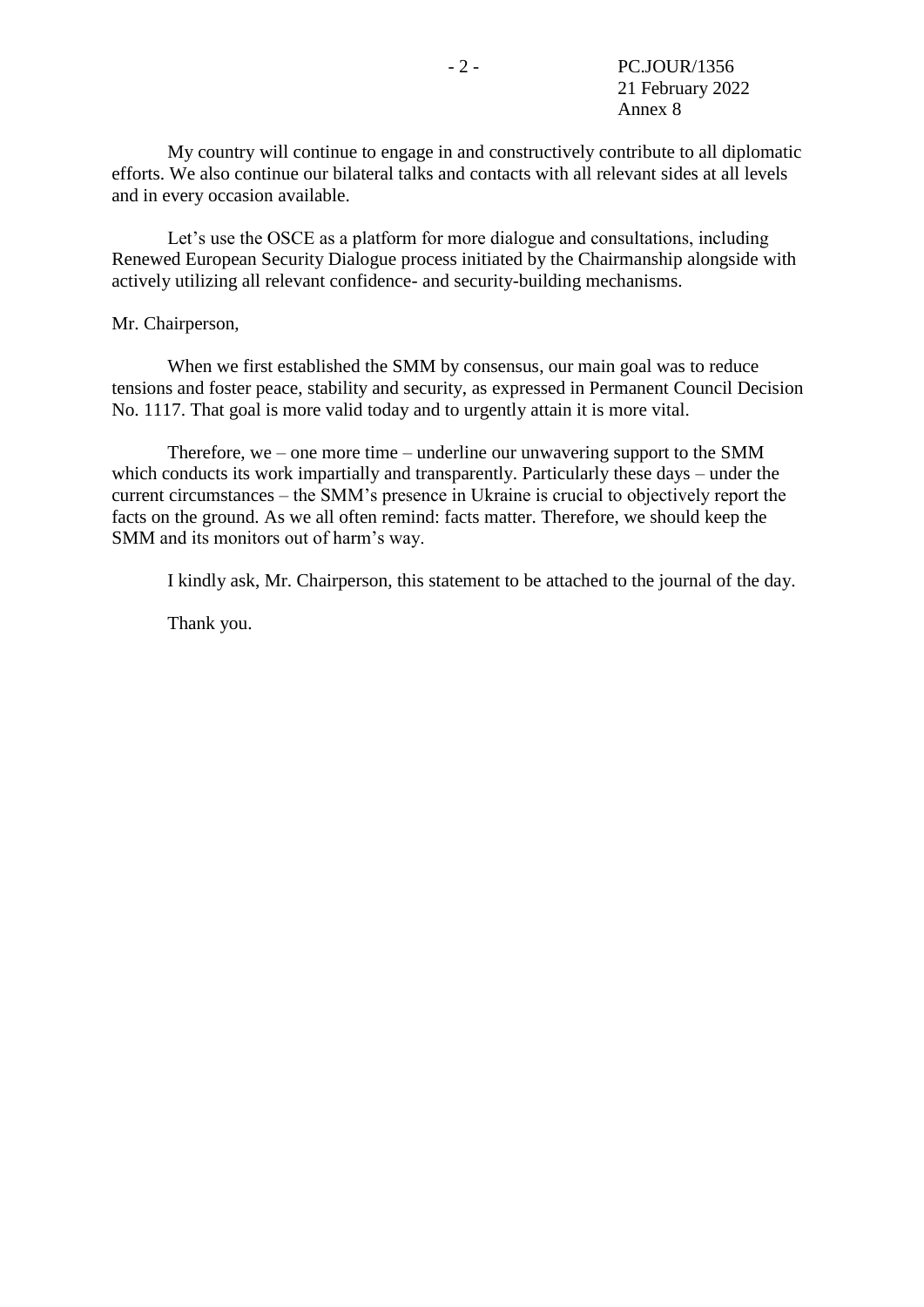My country will continue to engage in and constructively contribute to all diplomatic efforts. We also continue our bilateral talks and contacts with all relevant sides at all levels and in every occasion available.

Let's use the OSCE as a platform for more dialogue and consultations, including Renewed European Security Dialogue process initiated by the Chairmanship alongside with actively utilizing all relevant confidence- and security-building mechanisms.

Mr. Chairperson,

When we first established the SMM by consensus, our main goal was to reduce tensions and foster peace, stability and security, as expressed in Permanent Council Decision No. 1117. That goal is more valid today and to urgently attain it is more vital.

Therefore, we – one more time – underline our unwavering support to the SMM which conducts its work impartially and transparently. Particularly these days – under the current circumstances – the SMM's presence in Ukraine is crucial to objectively report the facts on the ground. As we all often remind: facts matter. Therefore, we should keep the SMM and its monitors out of harm's way.

I kindly ask, Mr. Chairperson, this statement to be attached to the journal of the day.

Thank you.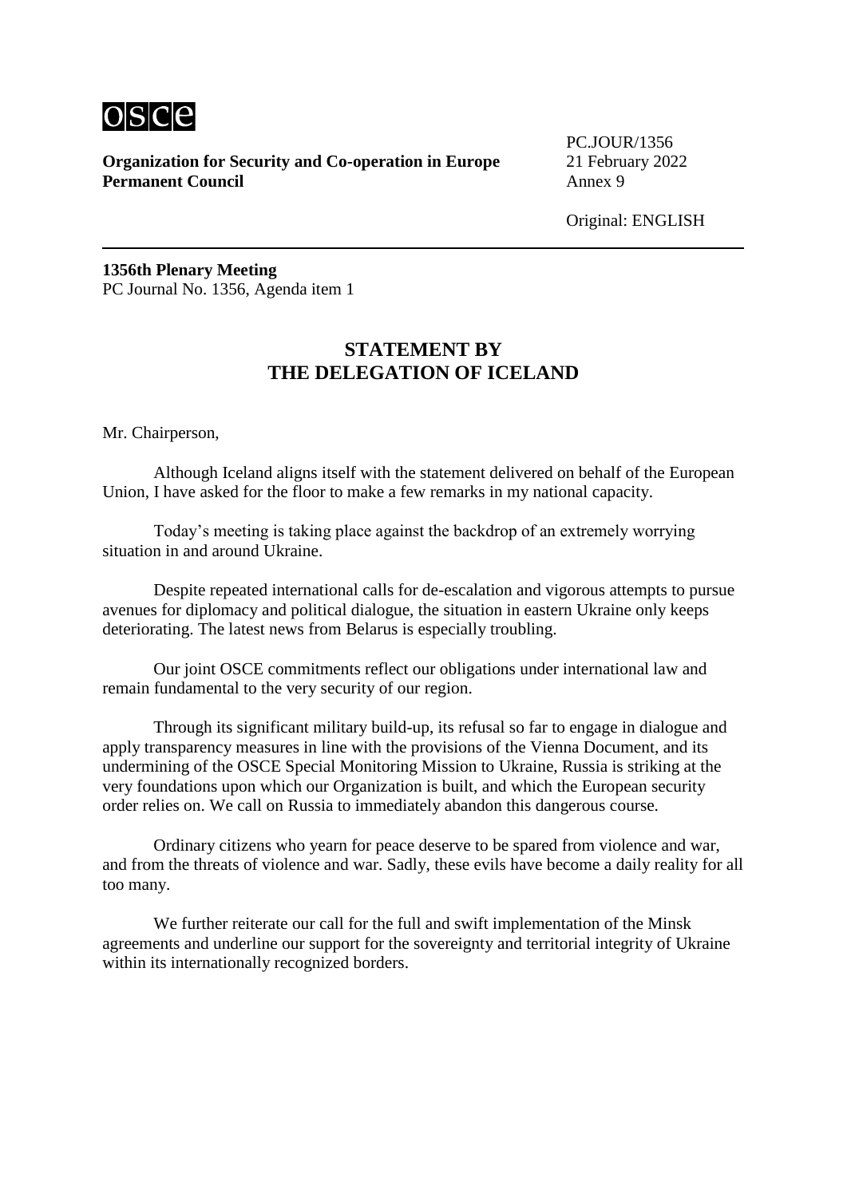**Organization for Security and Co-operation in Europe**
**Permanent Council**

PC.JOUR/1356
21 February 2022
Annex 9

Original: ENGLISH

---

**1356th Plenary Meeting**
PC Journal No. 1356, Agenda item 1

## STATEMENT BY THE DELEGATION OF ICELAND

Mr. Chairperson,

Although Iceland aligns itself with the statement delivered on behalf of the European Union, I have asked for the floor to make a few remarks in my national capacity.

Today's meeting is taking place against the backdrop of an extremely worrying situation in and around Ukraine.

Despite repeated international calls for de-escalation and vigorous attempts to pursue avenues for diplomacy and political dialogue, the situation in eastern Ukraine only keeps deteriorating. The latest news from Belarus is especially troubling.

Our joint OSCE commitments reflect our obligations under international law and remain fundamental to the very security of our region.

Through its significant military build-up, its refusal so far to engage in dialogue and apply transparency measures in line with the provisions of the Vienna Document, and its undermining of the OSCE Special Monitoring Mission to Ukraine, Russia is striking at the very foundations upon which our Organization is built, and which the European security order relies on. We call on Russia to immediately abandon this dangerous course.

Ordinary citizens who yearn for peace deserve to be spared from violence and war, and from the threats of violence and war. Sadly, these evils have become a daily reality for all too many.

We further reiterate our call for the full and swift implementation of the Minsk agreements and underline our support for the sovereignty and territorial integrity of Ukraine within its internationally recognized borders.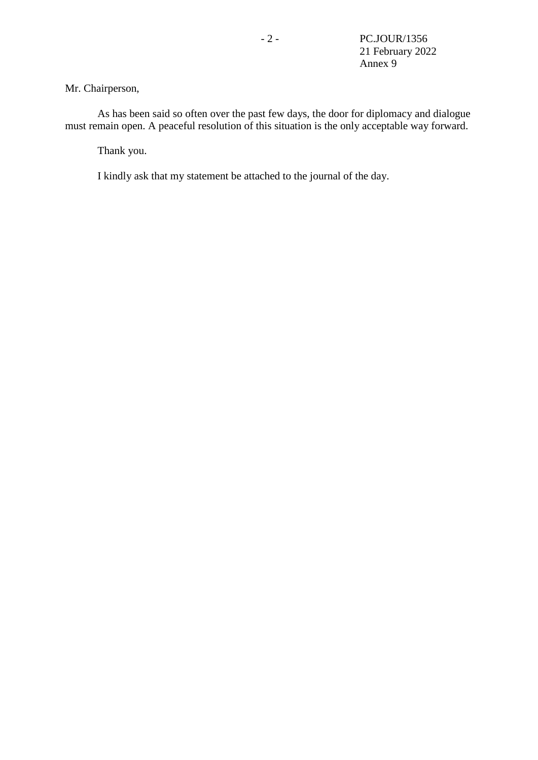Mr. Chairperson,

As has been said so often over the past few days, the door for diplomacy and dialogue must remain open. A peaceful resolution of this situation is the only acceptable way forward.

Thank you.

I kindly ask that my statement be attached to the journal of the day.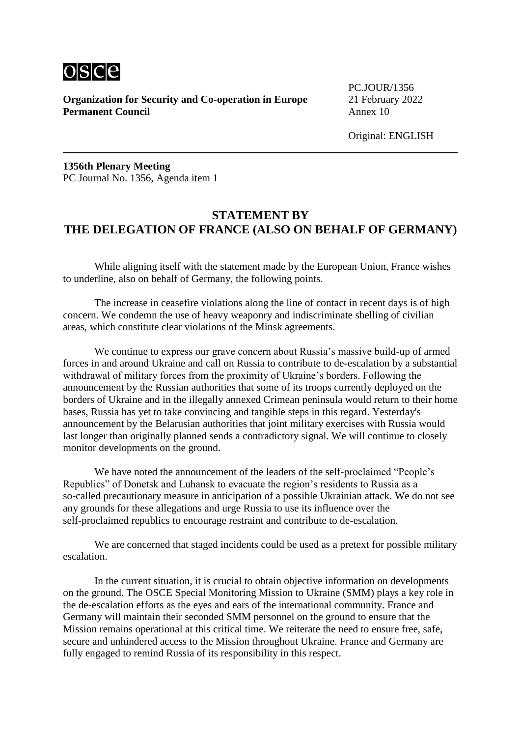**Organization for Security and Co-operation in Europe**
**Permanent Council**

PC.JOUR/1356
21 February 2022
Annex 10

Original: ENGLISH

**1356th Plenary Meeting**
PC Journal No. 1356, Agenda item 1

## STATEMENT BY THE DELEGATION OF FRANCE (ALSO ON BEHALF OF GERMANY)

While aligning itself with the statement made by the European Union, France wishes to underline, also on behalf of Germany, the following points.

The increase in ceasefire violations along the line of contact in recent days is of high concern. We condemn the use of heavy weaponry and indiscriminate shelling of civilian areas, which constitute clear violations of the Minsk agreements.

We continue to express our grave concern about Russia's massive build-up of armed forces in and around Ukraine and call on Russia to contribute to de-escalation by a substantial withdrawal of military forces from the proximity of Ukraine's borders. Following the announcement by the Russian authorities that some of its troops currently deployed on the borders of Ukraine and in the illegally annexed Crimean peninsula would return to their home bases, Russia has yet to take convincing and tangible steps in this regard. Yesterday's announcement by the Belarusian authorities that joint military exercises with Russia would last longer than originally planned sends a contradictory signal. We will continue to closely monitor developments on the ground.

We have noted the announcement of the leaders of the self-proclaimed "People's Republics" of Donetsk and Luhansk to evacuate the region's residents to Russia as a so-called precautionary measure in anticipation of a possible Ukrainian attack. We do not see any grounds for these allegations and urge Russia to use its influence over the self-proclaimed republics to encourage restraint and contribute to de-escalation.

We are concerned that staged incidents could be used as a pretext for possible military escalation.

In the current situation, it is crucial to obtain objective information on developments on the ground. The OSCE Special Monitoring Mission to Ukraine (SMM) plays a key role in the de-escalation efforts as the eyes and ears of the international community. France and Germany will maintain their seconded SMM personnel on the ground to ensure that the Mission remains operational at this critical time. We reiterate the need to ensure free, safe, secure and unhindered access to the Mission throughout Ukraine. France and Germany are fully engaged to remind Russia of its responsibility in this respect.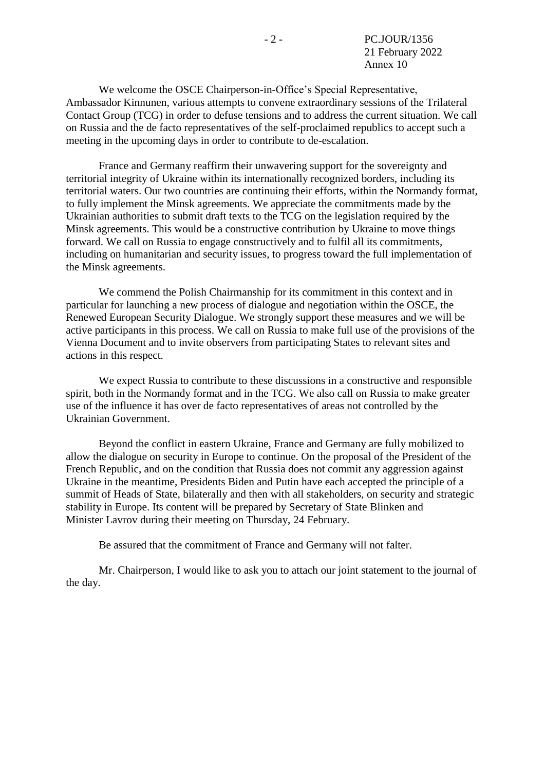We welcome the OSCE Chairperson-in-Office’s Special Representative, Ambassador Kinnunen, various attempts to convene extraordinary sessions of the Trilateral Contact Group (TCG) in order to defuse tensions and to address the current situation. We call on Russia and the de facto representatives of the self-proclaimed republics to accept such a meeting in the upcoming days in order to contribute to de-escalation.

France and Germany reaffirm their unwavering support for the sovereignty and territorial integrity of Ukraine within its internationally recognized borders, including its territorial waters. Our two countries are continuing their efforts, within the Normandy format, to fully implement the Minsk agreements. We appreciate the commitments made by the Ukrainian authorities to submit draft texts to the TCG on the legislation required by the Minsk agreements. This would be a constructive contribution by Ukraine to move things forward. We call on Russia to engage constructively and to fulfil all its commitments, including on humanitarian and security issues, to progress toward the full implementation of the Minsk agreements.

We commend the Polish Chairmanship for its commitment in this context and in particular for launching a new process of dialogue and negotiation within the OSCE, the Renewed European Security Dialogue. We strongly support these measures and we will be active participants in this process. We call on Russia to make full use of the provisions of the Vienna Document and to invite observers from participating States to relevant sites and actions in this respect.

We expect Russia to contribute to these discussions in a constructive and responsible spirit, both in the Normandy format and in the TCG. We also call on Russia to make greater use of the influence it has over de facto representatives of areas not controlled by the Ukrainian Government.

Beyond the conflict in eastern Ukraine, France and Germany are fully mobilized to allow the dialogue on security in Europe to continue. On the proposal of the President of the French Republic, and on the condition that Russia does not commit any aggression against Ukraine in the meantime, Presidents Biden and Putin have each accepted the principle of a summit of Heads of State, bilaterally and then with all stakeholders, on security and strategic stability in Europe. Its content will be prepared by Secretary of State Blinken and Minister Lavrov during their meeting on Thursday, 24 February.

Be assured that the commitment of France and Germany will not falter.

Mr. Chairperson, I would like to ask you to attach our joint statement to the journal of the day.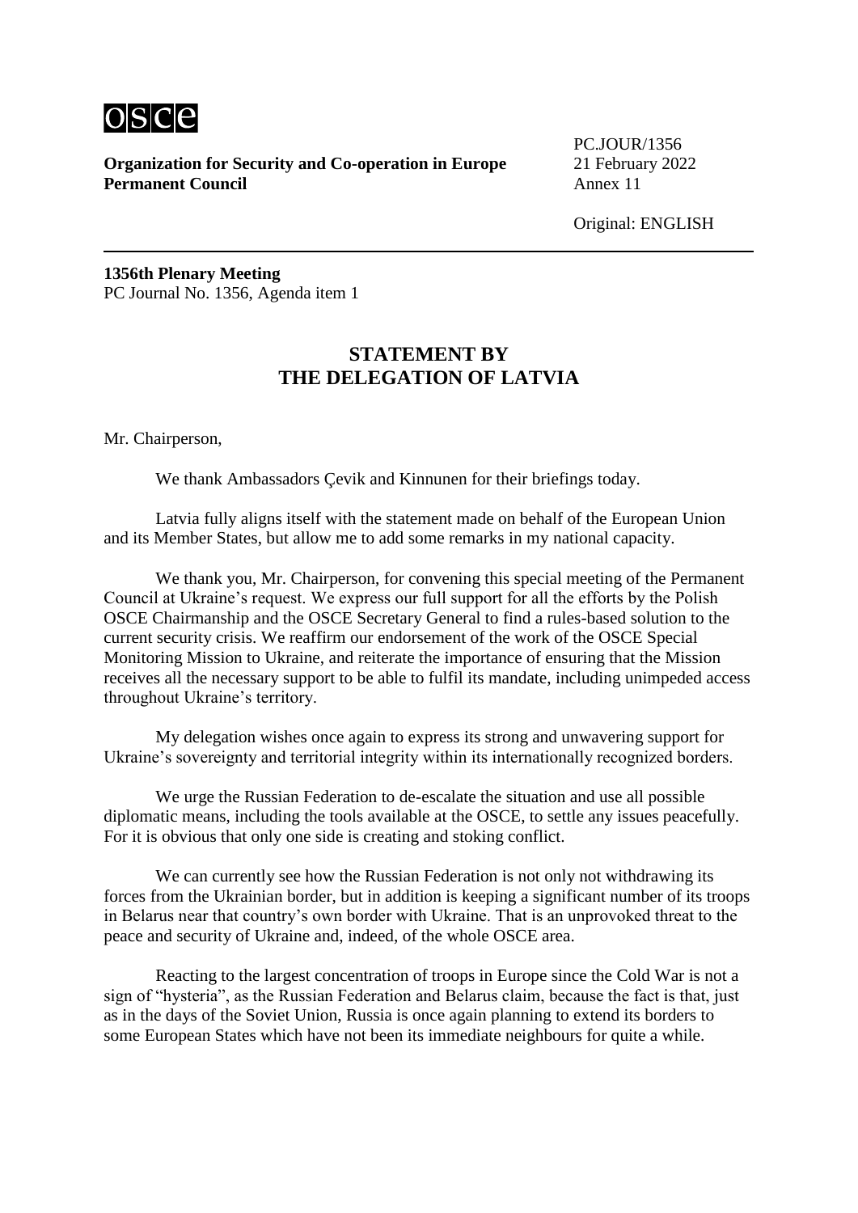**Organization for Security and Co-operation in Europe**
**Permanent Council**

PC.JOUR/1356
21 February 2022
Annex 11

Original: ENGLISH

**1356th Plenary Meeting**
PC Journal No. 1356, Agenda item 1

## STATEMENT BY THE DELEGATION OF LATVIA

Mr. Chairperson,

We thank Ambassadors Çevik and Kinnunen for their briefings today.

Latvia fully aligns itself with the statement made on behalf of the European Union and its Member States, but allow me to add some remarks in my national capacity.

We thank you, Mr. Chairperson, for convening this special meeting of the Permanent Council at Ukraine's request. We express our full support for all the efforts by the Polish OSCE Chairmanship and the OSCE Secretary General to find a rules-based solution to the current security crisis. We reaffirm our endorsement of the work of the OSCE Special Monitoring Mission to Ukraine, and reiterate the importance of ensuring that the Mission receives all the necessary support to be able to fulfil its mandate, including unimpeded access throughout Ukraine's territory.

My delegation wishes once again to express its strong and unwavering support for Ukraine's sovereignty and territorial integrity within its internationally recognized borders.

We urge the Russian Federation to de-escalate the situation and use all possible diplomatic means, including the tools available at the OSCE, to settle any issues peacefully. For it is obvious that only one side is creating and stoking conflict.

We can currently see how the Russian Federation is not only not withdrawing its forces from the Ukrainian border, but in addition is keeping a significant number of its troops in Belarus near that country's own border with Ukraine. That is an unprovoked threat to the peace and security of Ukraine and, indeed, of the whole OSCE area.

Reacting to the largest concentration of troops in Europe since the Cold War is not a sign of "hysteria", as the Russian Federation and Belarus claim, because the fact is that, just as in the days of the Soviet Union, Russia is once again planning to extend its borders to some European States which have not been its immediate neighbours for quite a while.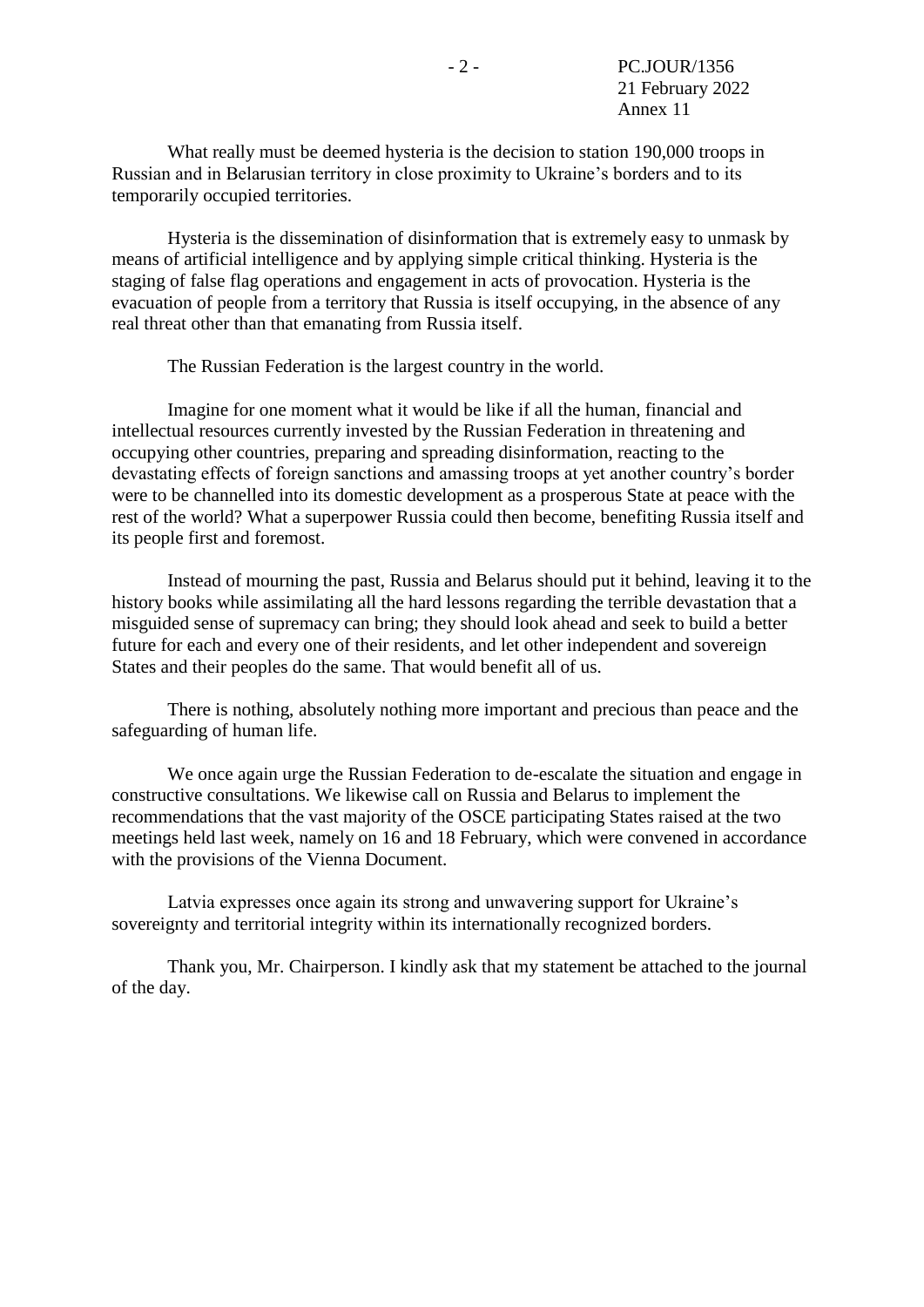What really must be deemed hysteria is the decision to station 190,000 troops in Russian and in Belarusian territory in close proximity to Ukraine's borders and to its temporarily occupied territories.

Hysteria is the dissemination of disinformation that is extremely easy to unmask by means of artificial intelligence and by applying simple critical thinking. Hysteria is the staging of false flag operations and engagement in acts of provocation. Hysteria is the evacuation of people from a territory that Russia is itself occupying, in the absence of any real threat other than that emanating from Russia itself.

The Russian Federation is the largest country in the world.

Imagine for one moment what it would be like if all the human, financial and intellectual resources currently invested by the Russian Federation in threatening and occupying other countries, preparing and spreading disinformation, reacting to the devastating effects of foreign sanctions and amassing troops at yet another country's border were to be channelled into its domestic development as a prosperous State at peace with the rest of the world? What a superpower Russia could then become, benefiting Russia itself and its people first and foremost.

Instead of mourning the past, Russia and Belarus should put it behind, leaving it to the history books while assimilating all the hard lessons regarding the terrible devastation that a misguided sense of supremacy can bring; they should look ahead and seek to build a better future for each and every one of their residents, and let other independent and sovereign States and their peoples do the same. That would benefit all of us.

There is nothing, absolutely nothing more important and precious than peace and the safeguarding of human life.

We once again urge the Russian Federation to de-escalate the situation and engage in constructive consultations. We likewise call on Russia and Belarus to implement the recommendations that the vast majority of the OSCE participating States raised at the two meetings held last week, namely on 16 and 18 February, which were convened in accordance with the provisions of the Vienna Document.

Latvia expresses once again its strong and unwavering support for Ukraine's sovereignty and territorial integrity within its internationally recognized borders.

Thank you, Mr. Chairperson. I kindly ask that my statement be attached to the journal of the day.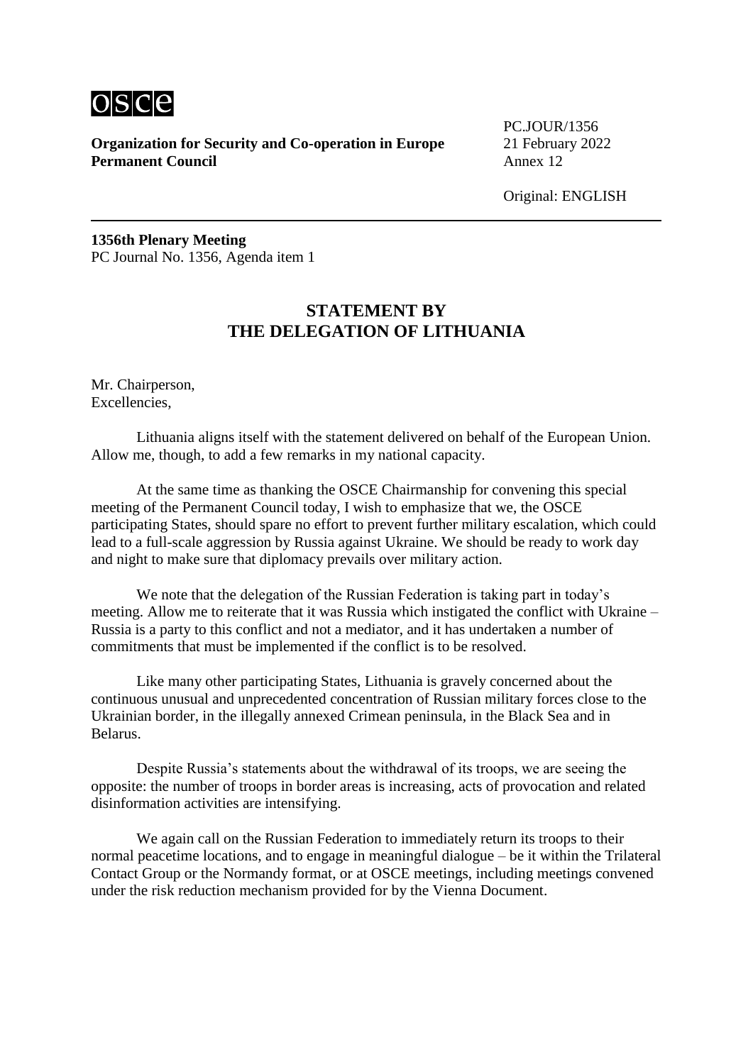**Organization for Security and Co-operation in Europe**
**Permanent Council**

PC.JOUR/1356
21 February 2022
Annex 12

Original: ENGLISH

---

**1356th Plenary Meeting**
PC Journal No. 1356, Agenda item 1

## STATEMENT BY THE DELEGATION OF LITHUANIA

Mr. Chairperson,
Excellencies,

Lithuania aligns itself with the statement delivered on behalf of the European Union. Allow me, though, to add a few remarks in my national capacity.

At the same time as thanking the OSCE Chairmanship for convening this special meeting of the Permanent Council today, I wish to emphasize that we, the OSCE participating States, should spare no effort to prevent further military escalation, which could lead to a full-scale aggression by Russia against Ukraine. We should be ready to work day and night to make sure that diplomacy prevails over military action.

We note that the delegation of the Russian Federation is taking part in today's meeting. Allow me to reiterate that it was Russia which instigated the conflict with Ukraine – Russia is a party to this conflict and not a mediator, and it has undertaken a number of commitments that must be implemented if the conflict is to be resolved.

Like many other participating States, Lithuania is gravely concerned about the continuous unusual and unprecedented concentration of Russian military forces close to the Ukrainian border, in the illegally annexed Crimean peninsula, in the Black Sea and in Belarus.

Despite Russia's statements about the withdrawal of its troops, we are seeing the opposite: the number of troops in border areas is increasing, acts of provocation and related disinformation activities are intensifying.

We again call on the Russian Federation to immediately return its troops to their normal peacetime locations, and to engage in meaningful dialogue – be it within the Trilateral Contact Group or the Normandy format, or at OSCE meetings, including meetings convened under the risk reduction mechanism provided for by the Vienna Document.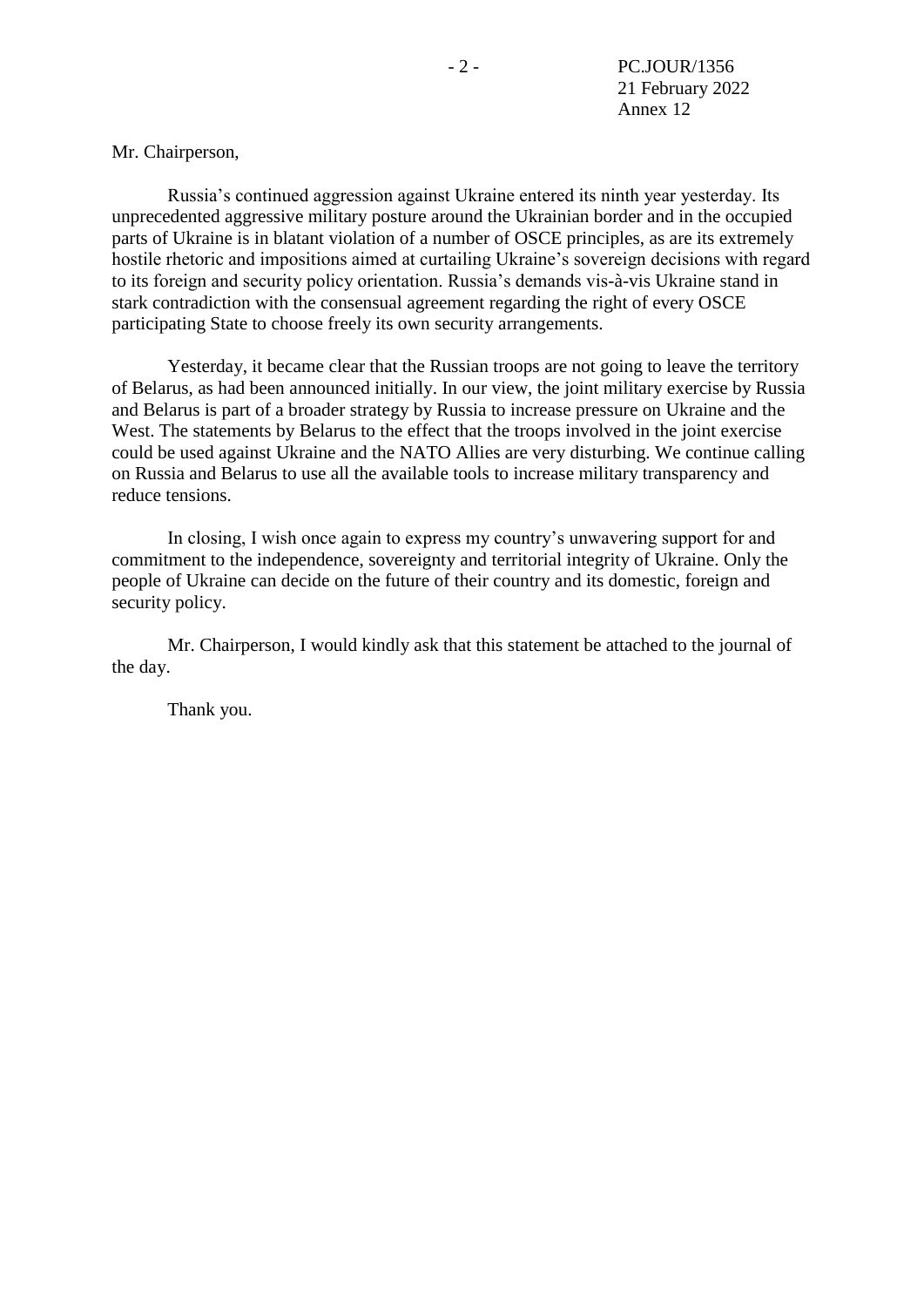Mr. Chairperson,

Russia’s continued aggression against Ukraine entered its ninth year yesterday. Its unprecedented aggressive military posture around the Ukrainian border and in the occupied parts of Ukraine is in blatant violation of a number of OSCE principles, as are its extremely hostile rhetoric and impositions aimed at curtailing Ukraine’s sovereign decisions with regard to its foreign and security policy orientation. Russia’s demands vis-à-vis Ukraine stand in stark contradiction with the consensual agreement regarding the right of every OSCE participating State to choose freely its own security arrangements.

Yesterday, it became clear that the Russian troops are not going to leave the territory of Belarus, as had been announced initially. In our view, the joint military exercise by Russia and Belarus is part of a broader strategy by Russia to increase pressure on Ukraine and the West. The statements by Belarus to the effect that the troops involved in the joint exercise could be used against Ukraine and the NATO Allies are very disturbing. We continue calling on Russia and Belarus to use all the available tools to increase military transparency and reduce tensions.

In closing, I wish once again to express my country’s unwavering support for and commitment to the independence, sovereignty and territorial integrity of Ukraine. Only the people of Ukraine can decide on the future of their country and its domestic, foreign and security policy.

Mr. Chairperson, I would kindly ask that this statement be attached to the journal of the day.

Thank you.